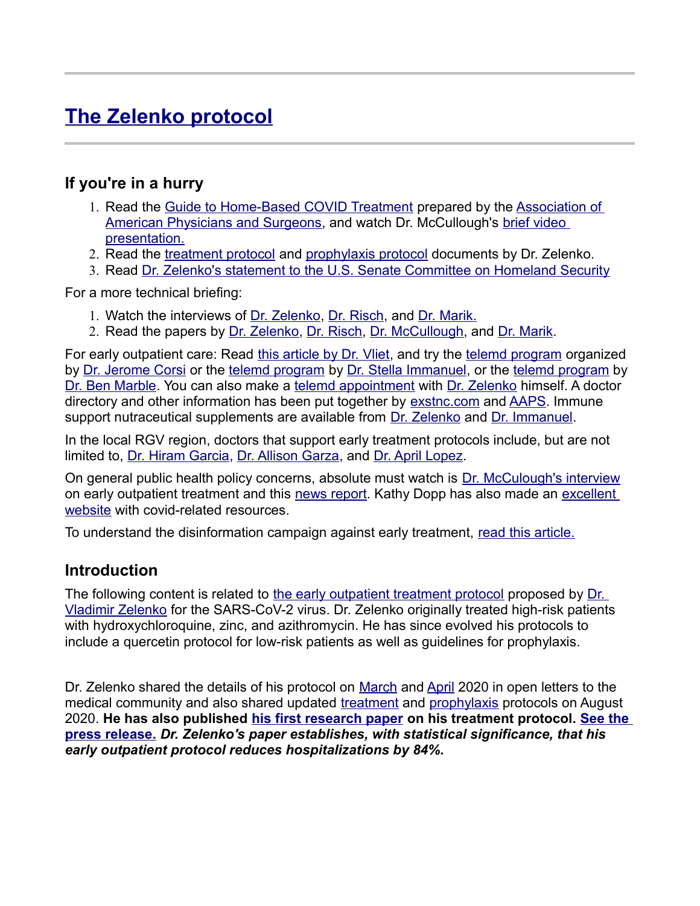# The Zelenko protocol

## If you're in a hurry

1. Read the Guide to Home-Based COVID Treatment prepared by the Association of American Physicians and Surgeons, and watch Dr. McCullough's brief video presentation.
2. Read the treatment protocol and prophylaxis protocol documents by Dr. Zelenko.
3. Read Dr. Zelenko's statement to the U.S. Senate Committee on Homeland Security

For a more technical briefing:

1. Watch the interviews of Dr. Zelenko, Dr. Risch, and Dr. Marik.
2. Read the papers by Dr. Zelenko, Dr. Risch, Dr. McCullough, and Dr. Marik.

For early outpatient care: Read this article by Dr. Vliet, and try the telemd program organized by Dr. Jerome Corsi or the telemd program by Dr. Stella Immanuel, or the telemd program by Dr. Ben Marble. You can also make a telemd appointment with Dr. Zelenko himself. A doctor directory and other information has been put together by exstnc.com and AAPS. Immune support nutraceutical supplements are available from Dr. Zelenko and Dr. Immanuel.

In the local RGV region, doctors that support early treatment protocols include, but are not limited to, Dr. Hiram Garcia, Dr. Allison Garza, and Dr. April Lopez.

On general public health policy concerns, absolute must watch is Dr. McCulough's interview on early outpatient treatment and this news report. Kathy Dopp has also made an excellent website with covid-related resources.

To understand the disinformation campaign against early treatment, read this article.

## Introduction

The following content is related to the early outpatient treatment protocol proposed by Dr. Vladimir Zelenko for the SARS-CoV-2 virus. Dr. Zelenko originally treated high-risk patients with hydroxychloroquine, zinc, and azithromycin. He has since evolved his protocols to include a quercetin protocol for low-risk patients as well as guidelines for prophylaxis.

Dr. Zelenko shared the details of his protocol on March and April 2020 in open letters to the medical community and also shared updated treatment and prophylaxis protocols on August 2020. **He has also published his first research paper on his treatment protocol. See the press release.** ***Dr. Zelenko's paper establishes, with statistical significance, that his early outpatient protocol reduces hospitalizations by 84%.***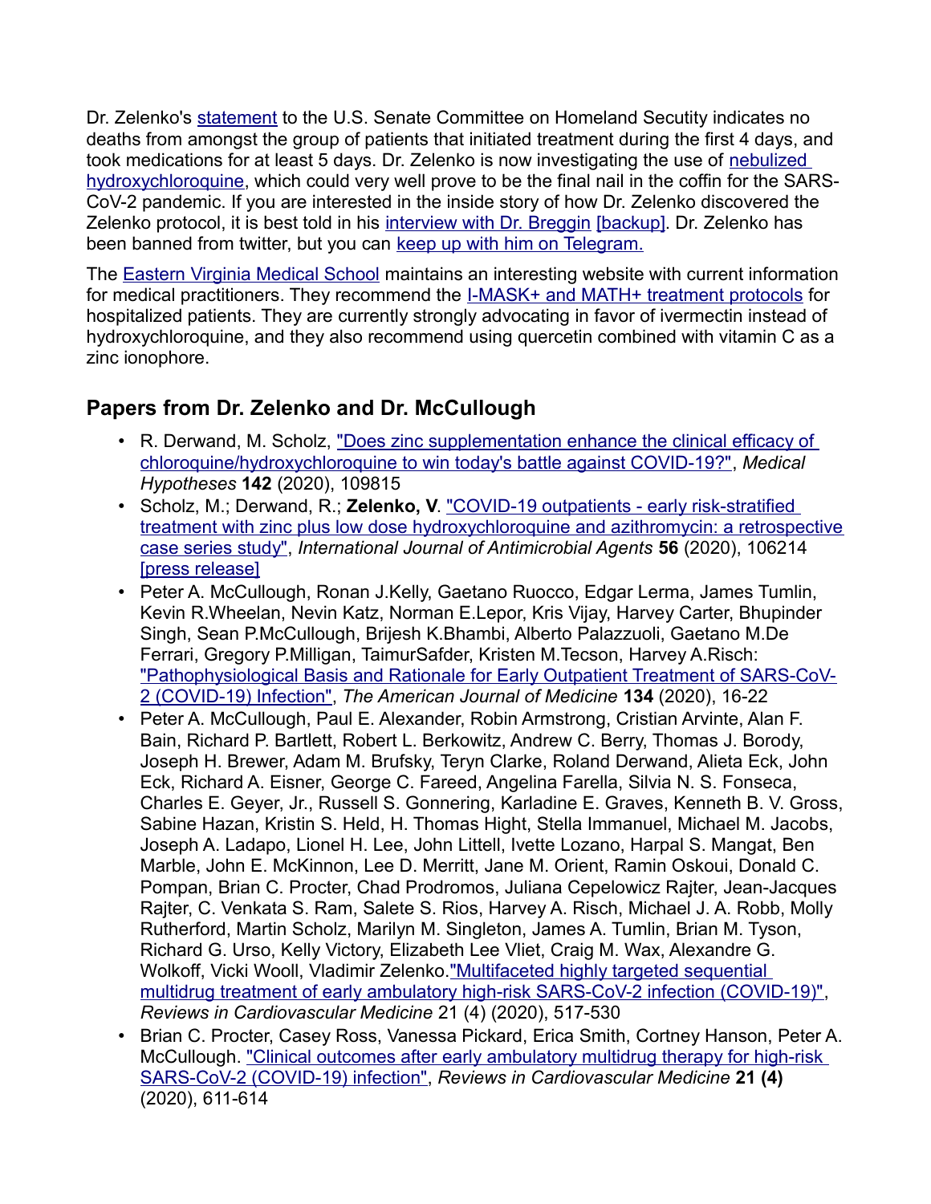Dr. Zelenko's statement to the U.S. Senate Committee on Homeland Secutity indicates no deaths from amongst the group of patients that initiated treatment during the first 4 days, and took medications for at least 5 days. Dr. Zelenko is now investigating the use of nebulized hydroxychloroquine, which could very well prove to be the final nail in the coffin for the SARS-CoV-2 pandemic. If you are interested in the inside story of how Dr. Zelenko discovered the Zelenko protocol, it is best told in his interview with Dr. Breggin [backup]. Dr. Zelenko has been banned from twitter, but you can keep up with him on Telegram.

The Eastern Virginia Medical School maintains an interesting website with current information for medical practitioners. They recommend the I-MASK+ and MATH+ treatment protocols for hospitalized patients. They are currently strongly advocating in favor of ivermectin instead of hydroxychloroquine, and they also recommend using quercetin combined with vitamin C as a zinc ionophore.

## Papers from Dr. Zelenko and Dr. McCullough

- R. Derwand, M. Scholz, "Does zinc supplementation enhance the clinical efficacy of chloroquine/hydroxychloroquine to win today's battle against COVID-19?", *Medical Hypotheses* **142** (2020), 109815
- Scholz, M.; Derwand, R.; **Zelenko, V**. "COVID-19 outpatients - early risk-stratified treatment with zinc plus low dose hydroxychloroquine and azithromycin: a retrospective case series study", *International Journal of Antimicrobial Agents* **56** (2020), 106214 [press release]
- Peter A. McCullough, Ronan J.Kelly, Gaetano Ruocco, Edgar Lerma, James Tumlin, Kevin R.Wheelan, Nevin Katz, Norman E.Lepor, Kris Vijay, Harvey Carter, Bhupinder Singh, Sean P.McCullough, Brijesh K.Bhambi, Alberto Palazzuoli, Gaetano M.De Ferrari, Gregory P.Milligan, TaimurSafder, Kristen M.Tecson, Harvey A.Risch: "Pathophysiological Basis and Rationale for Early Outpatient Treatment of SARS-CoV-2 (COVID-19) Infection", *The American Journal of Medicine* **134** (2020), 16-22
- Peter A. McCullough, Paul E. Alexander, Robin Armstrong, Cristian Arvinte, Alan F. Bain, Richard P. Bartlett, Robert L. Berkowitz, Andrew C. Berry, Thomas J. Borody, Joseph H. Brewer, Adam M. Brufsky, Teryn Clarke, Roland Derwand, Alieta Eck, John Eck, Richard A. Eisner, George C. Fareed, Angelina Farella, Silvia N. S. Fonseca, Charles E. Geyer, Jr., Russell S. Gonnering, Karladine E. Graves, Kenneth B. V. Gross, Sabine Hazan, Kristin S. Held, H. Thomas Hight, Stella Immanuel, Michael M. Jacobs, Joseph A. Ladapo, Lionel H. Lee, John Littell, Ivette Lozano, Harpal S. Mangat, Ben Marble, John E. McKinnon, Lee D. Merritt, Jane M. Orient, Ramin Oskoui, Donald C. Pompan, Brian C. Procter, Chad Prodromos, Juliana Cepelowicz Rajter, Jean-Jacques Rajter, C. Venkata S. Ram, Salete S. Rios, Harvey A. Risch, Michael J. A. Robb, Molly Rutherford, Martin Scholz, Marilyn M. Singleton, James A. Tumlin, Brian M. Tyson, Richard G. Urso, Kelly Victory, Elizabeth Lee Vliet, Craig M. Wax, Alexandre G. Wolkoff, Vicki Wooll, Vladimir Zelenko."Multifaceted highly targeted sequential multidrug treatment of early ambulatory high-risk SARS-CoV-2 infection (COVID-19)", *Reviews in Cardiovascular Medicine* 21 (4) (2020), 517-530
- Brian C. Procter, Casey Ross, Vanessa Pickard, Erica Smith, Cortney Hanson, Peter A. McCullough. "Clinical outcomes after early ambulatory multidrug therapy for high-risk SARS-CoV-2 (COVID-19) infection", *Reviews in Cardiovascular Medicine* **21 (4)** (2020), 611-614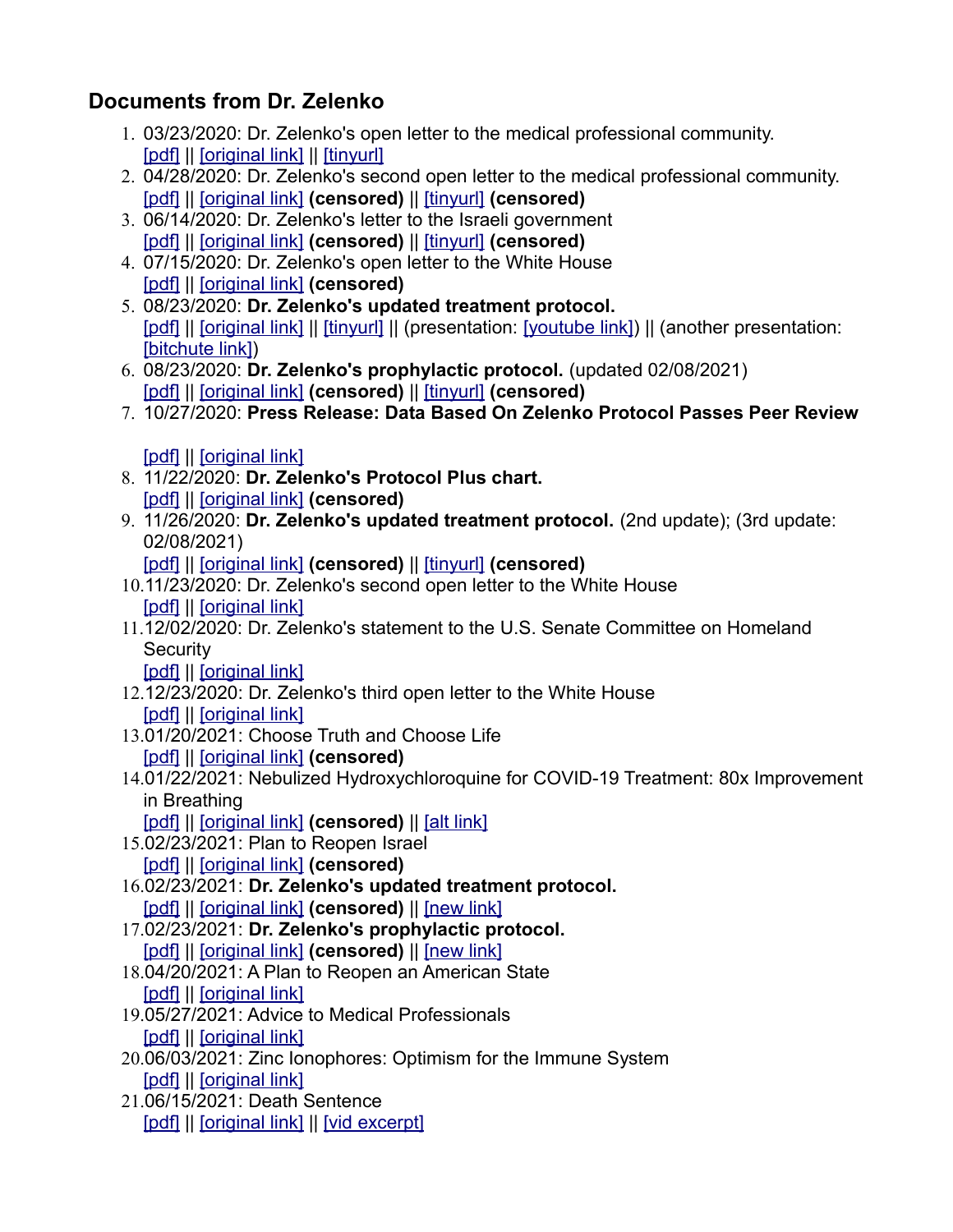## Documents from Dr. Zelenko

1. 03/23/2020: Dr. Zelenko's open letter to the medical professional community.
   [pdf] || [original link] || [tinyurl]
2. 04/28/2020: Dr. Zelenko's second open letter to the medical professional community.
   [pdf] || [original link] **(censored)** || [tinyurl] **(censored)**
3. 06/14/2020: Dr. Zelenko's letter to the Israeli government
   [pdf] || [original link] **(censored)** || [tinyurl] **(censored)**
4. 07/15/2020: Dr. Zelenko's open letter to the White House
   [pdf] || [original link] **(censored)**
5. 08/23/2020: **Dr. Zelenko's updated treatment protocol.**
   [pdf] || [original link] || [tinyurl] || (presentation: [youtube link]) || (another presentation: [bitchute link])
6. 08/23/2020: **Dr. Zelenko's prophylactic protocol.** (updated 02/08/2021)
   [pdf] || [original link] **(censored)** || [tinyurl] **(censored)**
7. 10/27/2020: **Press Release: Data Based On Zelenko Protocol Passes Peer Review**
   [pdf] || [original link]
8. 11/22/2020: **Dr. Zelenko's Protocol Plus chart.**
   [pdf] || [original link] **(censored)**
9. 11/26/2020: **Dr. Zelenko's updated treatment protocol.** (2nd update); (3rd update: 02/08/2021)
   [pdf] || [original link] **(censored)** || [tinyurl] **(censored)**
10. 11/23/2020: Dr. Zelenko's second open letter to the White House
    [pdf] || [original link]
11. 12/02/2020: Dr. Zelenko's statement to the U.S. Senate Committee on Homeland Security
    [pdf] || [original link]
12. 12/23/2020: Dr. Zelenko's third open letter to the White House
    [pdf] || [original link]
13. 01/20/2021: Choose Truth and Choose Life
    [pdf] || [original link] **(censored)**
14. 01/22/2021: Nebulized Hydroxychloroquine for COVID-19 Treatment: 80x Improvement in Breathing
    [pdf] || [original link] **(censored)** || [alt link]
15. 02/23/2021: Plan to Reopen Israel
    [pdf] || [original link] **(censored)**
16. 02/23/2021: **Dr. Zelenko's updated treatment protocol.**
    [pdf] || [original link] **(censored)** || [new link]
17. 02/23/2021: **Dr. Zelenko's prophylactic protocol.**
    [pdf] || [original link] **(censored)** || [new link]
18. 04/20/2021: A Plan to Reopen an American State
    [pdf] || [original link]
19. 05/27/2021: Advice to Medical Professionals
    [pdf] || [original link]
20. 06/03/2021: Zinc Ionophores: Optimism for the Immune System
    [pdf] || [original link]
21. 06/15/2021: Death Sentence
    [pdf] || [original link] || [vid excerpt]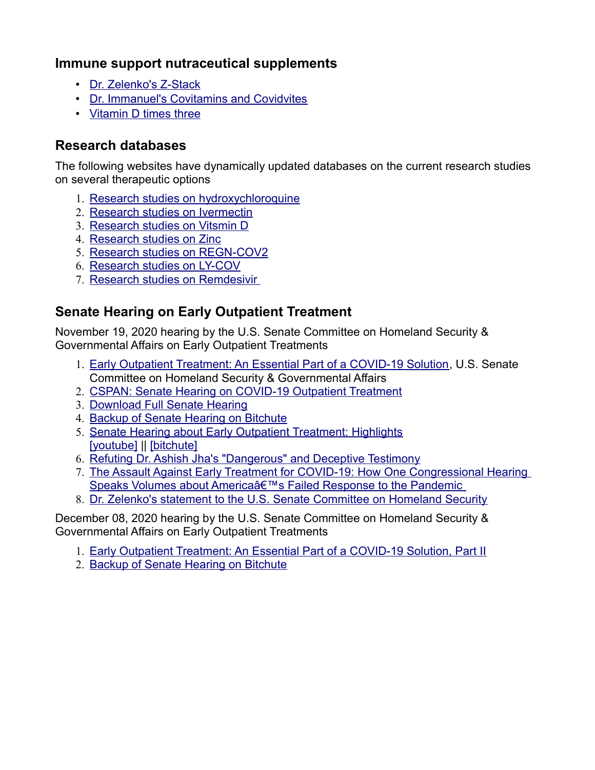### Immune support nutraceutical supplements

- Dr. Zelenko's Z-Stack
- Dr. Immanuel's Covitamins and Covidvites
- Vitamin D times three

### Research databases

The following websites have dynamically updated databases on the current research studies on several therapeutic options

1. Research studies on hydroxychloroquine
2. Research studies on Ivermectin
3. Research studies on Vitsmin D
4. Research studies on Zinc
5. Research studies on REGN-COV2
6. Research studies on LY-COV
7. Research studies on Remdesivir

### Senate Hearing on Early Outpatient Treatment

November 19, 2020 hearing by the U.S. Senate Committee on Homeland Security & Governmental Affairs on Early Outpatient Treatments

1. Early Outpatient Treatment: An Essential Part of a COVID-19 Solution, U.S. Senate Committee on Homeland Security & Governmental Affairs
2. CSPAN: Senate Hearing on COVID-19 Outpatient Treatment
3. Download Full Senate Hearing
4. Backup of Senate Hearing on Bitchute
5. Senate Hearing about Early Outpatient Treatment: Highlights
   [youtube] || [bitchute]
6. Refuting Dr. Ashish Jha's "Dangerous" and Deceptive Testimony
7. The Assault Against Early Treatment for COVID-19: How One Congressional Hearing Speaks Volumes about Americaâ€™s Failed Response to the Pandemic
8. Dr. Zelenko's statement to the U.S. Senate Committee on Homeland Security

December 08, 2020 hearing by the U.S. Senate Committee on Homeland Security & Governmental Affairs on Early Outpatient Treatments

1. Early Outpatient Treatment: An Essential Part of a COVID-19 Solution, Part II
2. Backup of Senate Hearing on Bitchute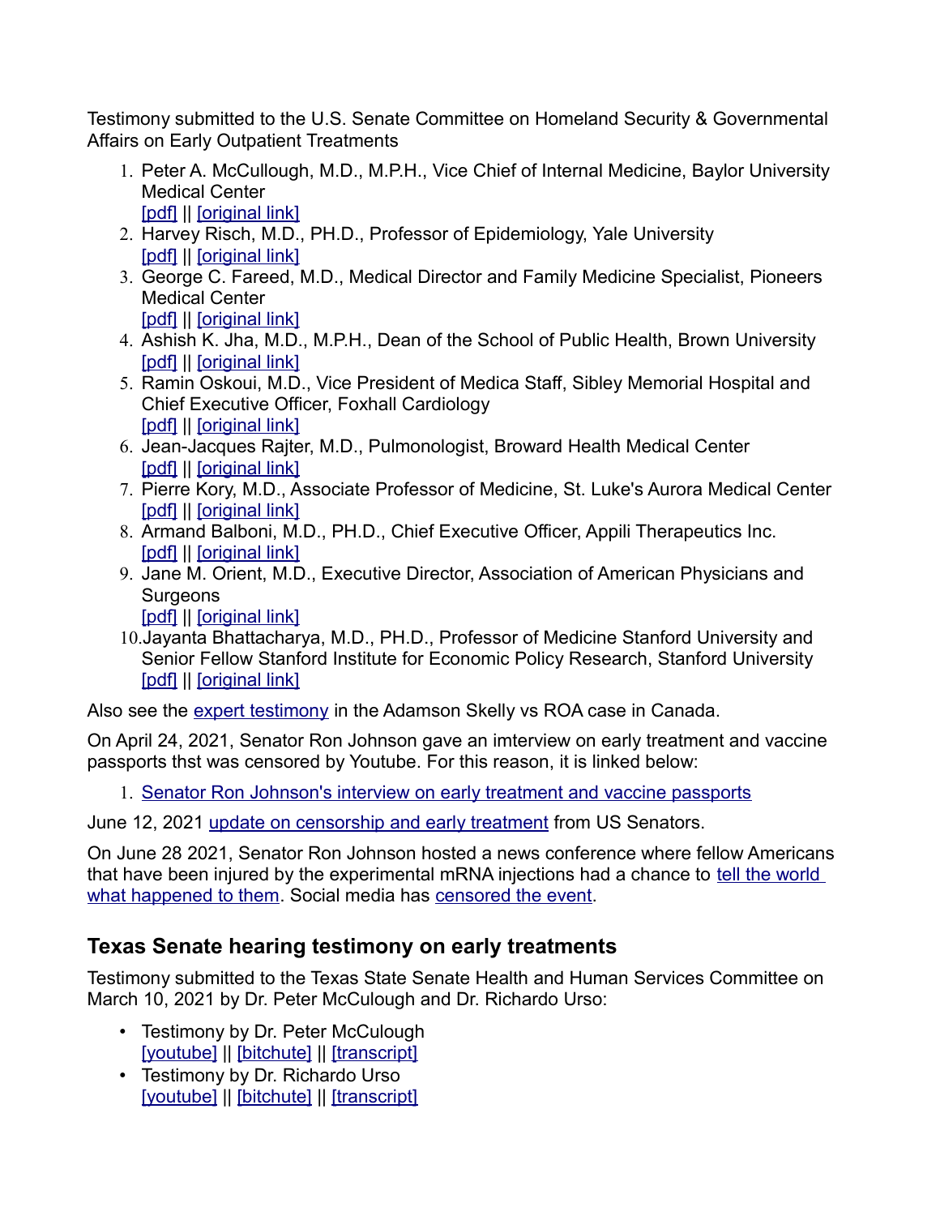Testimony submitted to the U.S. Senate Committee on Homeland Security & Governmental Affairs on Early Outpatient Treatments

1. Peter A. McCullough, M.D., M.P.H., Vice Chief of Internal Medicine, Baylor University Medical Center
   [pdf] || [original link]
2. Harvey Risch, M.D., PH.D., Professor of Epidemiology, Yale University
   [pdf] || [original link]
3. George C. Fareed, M.D., Medical Director and Family Medicine Specialist, Pioneers Medical Center
   [pdf] || [original link]
4. Ashish K. Jha, M.D., M.P.H., Dean of the School of Public Health, Brown University
   [pdf] || [original link]
5. Ramin Oskoui, M.D., Vice President of Medica Staff, Sibley Memorial Hospital and Chief Executive Officer, Foxhall Cardiology
   [pdf] || [original link]
6. Jean-Jacques Rajter, M.D., Pulmonologist, Broward Health Medical Center
   [pdf] || [original link]
7. Pierre Kory, M.D., Associate Professor of Medicine, St. Luke's Aurora Medical Center
   [pdf] || [original link]
8. Armand Balboni, M.D., PH.D., Chief Executive Officer, Appili Therapeutics Inc.
   [pdf] || [original link]
9. Jane M. Orient, M.D., Executive Director, Association of American Physicians and Surgeons
   [pdf] || [original link]
10. Jayanta Bhattacharya, M.D., PH.D., Professor of Medicine Stanford University and Senior Fellow Stanford Institute for Economic Policy Research, Stanford University
    [pdf] || [original link]

Also see the expert testimony in the Adamson Skelly vs ROA case in Canada.

On April 24, 2021, Senator Ron Johnson gave an imterview on early treatment and vaccine passports thst was censored by Youtube. For this reason, it is linked below:

1. Senator Ron Johnson's interview on early treatment and vaccine passports

June 12, 2021 update on censorship and early treatment from US Senators.

On June 28 2021, Senator Ron Johnson hosted a news conference where fellow Americans that have been injured by the experimental mRNA injections had a chance to tell the world what happened to them. Social media has censored the event.

## Texas Senate hearing testimony on early treatments

Testimony submitted to the Texas State Senate Health and Human Services Committee on March 10, 2021 by Dr. Peter McCulough and Dr. Richardo Urso:

- Testimony by Dr. Peter McCulough
  [youtube] || [bitchute] || [transcript]
- Testimony by Dr. Richardo Urso
  [youtube] || [bitchute] || [transcript]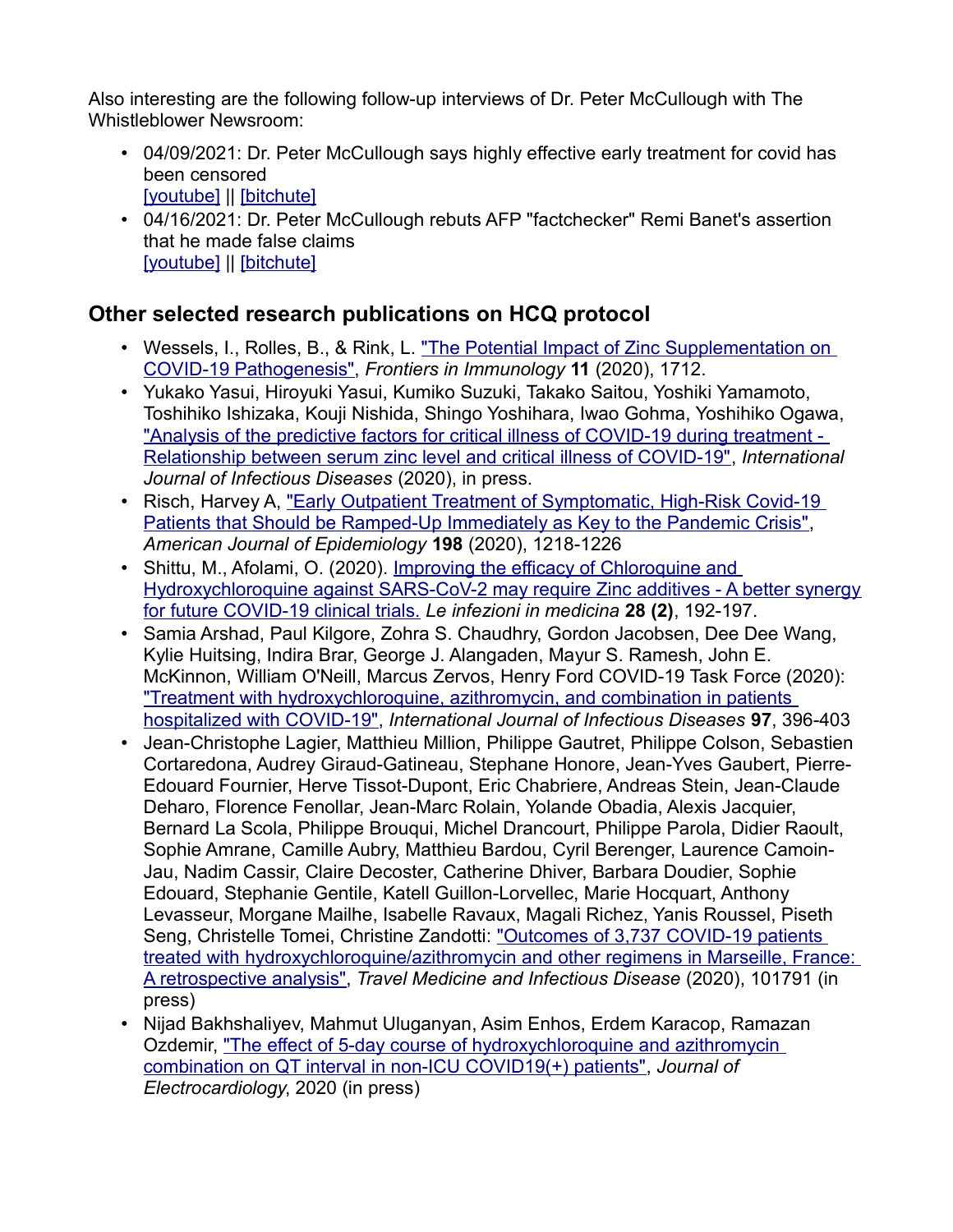Also interesting are the following follow-up interviews of Dr. Peter McCullough with The Whistleblower Newsroom:

- 04/09/2021: Dr. Peter McCullough says highly effective early treatment for covid has been censored
  [youtube] || [bitchute]
- 04/16/2021: Dr. Peter McCullough rebuts AFP "factchecker" Remi Banet's assertion that he made false claims
  [youtube] || [bitchute]

## Other selected research publications on HCQ protocol

- Wessels, I., Rolles, B., & Rink, L. "The Potential Impact of Zinc Supplementation on COVID-19 Pathogenesis", *Frontiers in Immunology* **11** (2020), 1712.
- Yukako Yasui, Hiroyuki Yasui, Kumiko Suzuki, Takako Saitou, Yoshiki Yamamoto, Toshihiko Ishizaka, Kouji Nishida, Shingo Yoshihara, Iwao Gohma, Yoshihiko Ogawa, "Analysis of the predictive factors for critical illness of COVID-19 during treatment - Relationship between serum zinc level and critical illness of COVID-19", *International Journal of Infectious Diseases* (2020), in press.
- Risch, Harvey A, "Early Outpatient Treatment of Symptomatic, High-Risk Covid-19 Patients that Should be Ramped-Up Immediately as Key to the Pandemic Crisis", *American Journal of Epidemiology* **198** (2020), 1218-1226
- Shittu, M., Afolami, O. (2020). Improving the efficacy of Chloroquine and Hydroxychloroquine against SARS-CoV-2 may require Zinc additives - A better synergy for future COVID-19 clinical trials. *Le infezioni in medicina* **28 (2)**, 192-197.
- Samia Arshad, Paul Kilgore, Zohra S. Chaudhry, Gordon Jacobsen, Dee Dee Wang, Kylie Huitsing, Indira Brar, George J. Alangaden, Mayur S. Ramesh, John E. McKinnon, William O'Neill, Marcus Zervos, Henry Ford COVID-19 Task Force (2020): "Treatment with hydroxychloroquine, azithromycin, and combination in patients hospitalized with COVID-19", *International Journal of Infectious Diseases* **97**, 396-403
- Jean-Christophe Lagier, Matthieu Million, Philippe Gautret, Philippe Colson, Sebastien Cortaredona, Audrey Giraud-Gatineau, Stephane Honore, Jean-Yves Gaubert, Pierre-Edouard Fournier, Herve Tissot-Dupont, Eric Chabriere, Andreas Stein, Jean-Claude Deharo, Florence Fenollar, Jean-Marc Rolain, Yolande Obadia, Alexis Jacquier, Bernard La Scola, Philippe Brouqui, Michel Drancourt, Philippe Parola, Didier Raoult, Sophie Amrane, Camille Aubry, Matthieu Bardou, Cyril Berenger, Laurence Camoin-Jau, Nadim Cassir, Claire Decoster, Catherine Dhiver, Barbara Doudier, Sophie Edouard, Stephanie Gentile, Katell Guillon-Lorvellec, Marie Hocquart, Anthony Levasseur, Morgane Mailhe, Isabelle Ravaux, Magali Richez, Yanis Roussel, Piseth Seng, Christelle Tomei, Christine Zandotti: "Outcomes of 3,737 COVID-19 patients treated with hydroxychloroquine/azithromycin and other regimens in Marseille, France: A retrospective analysis", *Travel Medicine and Infectious Disease* (2020), 101791 (in press)
- Nijad Bakhshaliyev, Mahmut Uluganyan, Asim Enhos, Erdem Karacop, Ramazan Ozdemir, "The effect of 5-day course of hydroxychloroquine and azithromycin combination on QT interval in non-ICU COVID19(+) patients", *Journal of Electrocardiology*, 2020 (in press)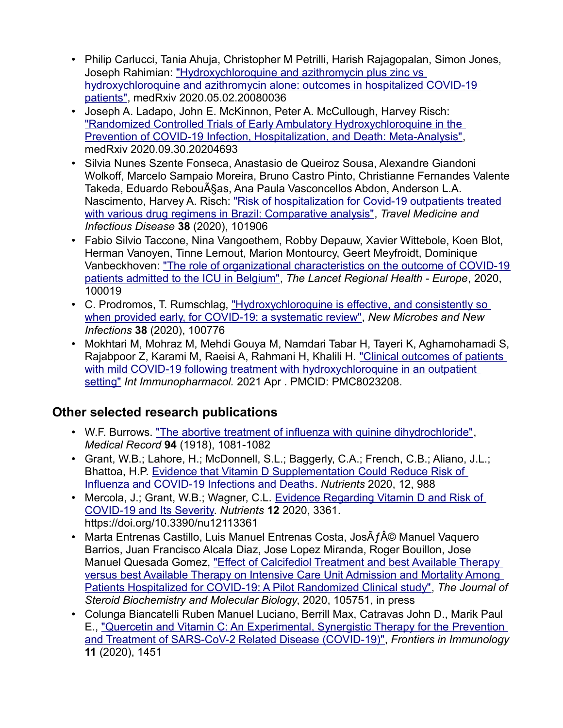- Philip Carlucci, Tania Ahuja, Christopher M Petrilli, Harish Rajagopalan, Simon Jones, Joseph Rahimian: "Hydroxychloroquine and azithromycin plus zinc vs hydroxychloroquine and azithromycin alone: outcomes in hospitalized COVID-19 patients", medRxiv 2020.05.02.20080036
- Joseph A. Ladapo, John E. McKinnon, Peter A. McCullough, Harvey Risch: "Randomized Controlled Trials of Early Ambulatory Hydroxychloroquine in the Prevention of COVID-19 Infection, Hospitalization, and Death: Meta-Analysis", medRxiv 2020.09.30.20204693
- Silvia Nunes Szente Fonseca, Anastasio de Queiroz Sousa, Alexandre Giandoni Wolkoff, Marcelo Sampaio Moreira, Bruno Castro Pinto, Christianne Fernandes Valente Takeda, Eduardo RebouÃ§as, Ana Paula Vasconcellos Abdon, Anderson L.A. Nascimento, Harvey A. Risch: "Risk of hospitalization for Covid-19 outpatients treated with various drug regimens in Brazil: Comparative analysis", *Travel Medicine and Infectious Disease* **38** (2020), 101906
- Fabio Silvio Taccone, Nina Vangoethem, Robby Depauw, Xavier Wittebole, Koen Blot, Herman Vanoyen, Tinne Lernout, Marion Montourcy, Geert Meyfroidt, Dominique Vanbeckhoven: "The role of organizational characteristics on the outcome of COVID-19 patients admitted to the ICU in Belgium", *The Lancet Regional Health - Europe*, 2020, 100019
- C. Prodromos, T. Rumschlag, "Hydroxychloroquine is effective, and consistently so when provided early, for COVID-19: a systematic review", *New Microbes and New Infections* **38** (2020), 100776
- Mokhtari M, Mohraz M, Mehdi Gouya M, Namdari Tabar H, Tayeri K, Aghamohamadi S, Rajabpoor Z, Karami M, Raeisi A, Rahmani H, Khalili H. "Clinical outcomes of patients with mild COVID-19 following treatment with hydroxychloroquine in an outpatient setting" *Int Immunopharmacol.* 2021 Apr . PMCID: PMC8023208.

## Other selected research publications

- W.F. Burrows. "The abortive treatment of influenza with quinine dihydrochloride", *Medical Record* **94** (1918), 1081-1082
- Grant, W.B.; Lahore, H.; McDonnell, S.L.; Baggerly, C.A.; French, C.B.; Aliano, J.L.; Bhattoa, H.P. Evidence that Vitamin D Supplementation Could Reduce Risk of Influenza and COVID-19 Infections and Deaths. *Nutrients* 2020, 12, 988
- Mercola, J.; Grant, W.B.; Wagner, C.L. Evidence Regarding Vitamin D and Risk of COVID-19 and Its Severity. *Nutrients* **12** 2020, 3361. https://doi.org/10.3390/nu12113361
- Marta Entrenas Castillo, Luis Manuel Entrenas Costa, JosÃƒÂ© Manuel Vaquero Barrios, Juan Francisco Alcala Diaz, Jose Lopez Miranda, Roger Bouillon, Jose Manuel Quesada Gomez, "Effect of Calcifediol Treatment and best Available Therapy versus best Available Therapy on Intensive Care Unit Admission and Mortality Among Patients Hospitalized for COVID-19: A Pilot Randomized Clinical study", *The Journal of Steroid Biochemistry and Molecular Biology*, 2020, 105751, in press
- Colunga Biancatelli Ruben Manuel Luciano, Berrill Max, Catravas John D., Marik Paul E., "Quercetin and Vitamin C: An Experimental, Synergistic Therapy for the Prevention and Treatment of SARS-CoV-2 Related Disease (COVID-19)", *Frontiers in Immunology* **11** (2020), 1451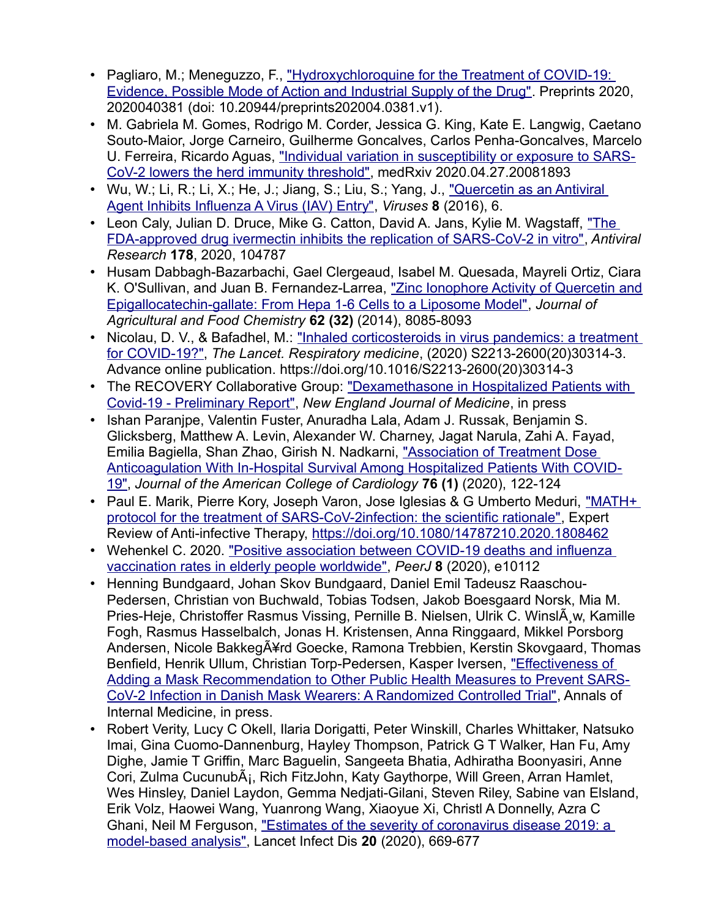- Pagliaro, M.; Meneguzzo, F., "Hydroxychloroquine for the Treatment of COVID-19: Evidence, Possible Mode of Action and Industrial Supply of the Drug". Preprints 2020, 2020040381 (doi: 10.20944/preprints202004.0381.v1).
- M. Gabriela M. Gomes, Rodrigo M. Corder, Jessica G. King, Kate E. Langwig, Caetano Souto-Maior, Jorge Carneiro, Guilherme Goncalves, Carlos Penha-Goncalves, Marcelo U. Ferreira, Ricardo Aguas, "Individual variation in susceptibility or exposure to SARS-CoV-2 lowers the herd immunity threshold", medRxiv 2020.04.27.20081893
- Wu, W.; Li, R.; Li, X.; He, J.; Jiang, S.; Liu, S.; Yang, J., "Quercetin as an Antiviral Agent Inhibits Influenza A Virus (IAV) Entry", *Viruses* **8** (2016), 6.
- Leon Caly, Julian D. Druce, Mike G. Catton, David A. Jans, Kylie M. Wagstaff, "The FDA-approved drug ivermectin inhibits the replication of SARS-CoV-2 in vitro", *Antiviral Research* **178**, 2020, 104787
- Husam Dabbagh-Bazarbachi, Gael Clergeaud, Isabel M. Quesada, Mayreli Ortiz, Ciara K. O'Sullivan, and Juan B. Fernandez-Larrea, "Zinc Ionophore Activity of Quercetin and Epigallocatechin-gallate: From Hepa 1-6 Cells to a Liposome Model", *Journal of Agricultural and Food Chemistry* **62 (32)** (2014), 8085-8093
- Nicolau, D. V., & Bafadhel, M.: "Inhaled corticosteroids in virus pandemics: a treatment for COVID-19?", *The Lancet. Respiratory medicine*, (2020) S2213-2600(20)30314-3. Advance online publication. https://doi.org/10.1016/S2213-2600(20)30314-3
- The RECOVERY Collaborative Group: "Dexamethasone in Hospitalized Patients with Covid-19 - Preliminary Report", *New England Journal of Medicine*, in press
- Ishan Paranjpe, Valentin Fuster, Anuradha Lala, Adam J. Russak, Benjamin S. Glicksberg, Matthew A. Levin, Alexander W. Charney, Jagat Narula, Zahi A. Fayad, Emilia Bagiella, Shan Zhao, Girish N. Nadkarni, "Association of Treatment Dose Anticoagulation With In-Hospital Survival Among Hospitalized Patients With COVID-19", *Journal of the American College of Cardiology* **76 (1)** (2020), 122-124
- Paul E. Marik, Pierre Kory, Joseph Varon, Jose Iglesias & G Umberto Meduri, "MATH+ protocol for the treatment of SARS-CoV-2infection: the scientific rationale", Expert Review of Anti-infective Therapy, https://doi.org/10.1080/14787210.2020.1808462
- Wehenkel C. 2020. "Positive association between COVID-19 deaths and influenza vaccination rates in elderly people worldwide", *PeerJ* **8** (2020), e10112
- Henning Bundgaard, Johan Skov Bundgaard, Daniel Emil Tadeusz Raaschou-Pedersen, Christian von Buchwald, Tobias Todsen, Jakob Boesgaard Norsk, Mia M. Pries-Heje, Christoffer Rasmus Vissing, Pernille B. Nielsen, Ulrik C. WinslÃ¸w, Kamille Fogh, Rasmus Hasselbalch, Jonas H. Kristensen, Anna Ringgaard, Mikkel Porsborg Andersen, Nicole BakkegÃ¥rd Goecke, Ramona Trebbien, Kerstin Skovgaard, Thomas Benfield, Henrik Ullum, Christian Torp-Pedersen, Kasper Iversen, "Effectiveness of Adding a Mask Recommendation to Other Public Health Measures to Prevent SARS-CoV-2 Infection in Danish Mask Wearers: A Randomized Controlled Trial", Annals of Internal Medicine, in press.
- Robert Verity, Lucy C Okell, Ilaria Dorigatti, Peter Winskill, Charles Whittaker, Natsuko Imai, Gina Cuomo-Dannenburg, Hayley Thompson, Patrick G T Walker, Han Fu, Amy Dighe, Jamie T Griffin, Marc Baguelin, Sangeeta Bhatia, Adhiratha Boonyasiri, Anne Cori, Zulma CucunubÃ¡, Rich FitzJohn, Katy Gaythorpe, Will Green, Arran Hamlet, Wes Hinsley, Daniel Laydon, Gemma Nedjati-Gilani, Steven Riley, Sabine van Elsland, Erik Volz, Haowei Wang, Yuanrong Wang, Xiaoyue Xi, Christl A Donnelly, Azra C Ghani, Neil M Ferguson, "Estimates of the severity of coronavirus disease 2019: a model-based analysis", Lancet Infect Dis **20** (2020), 669-677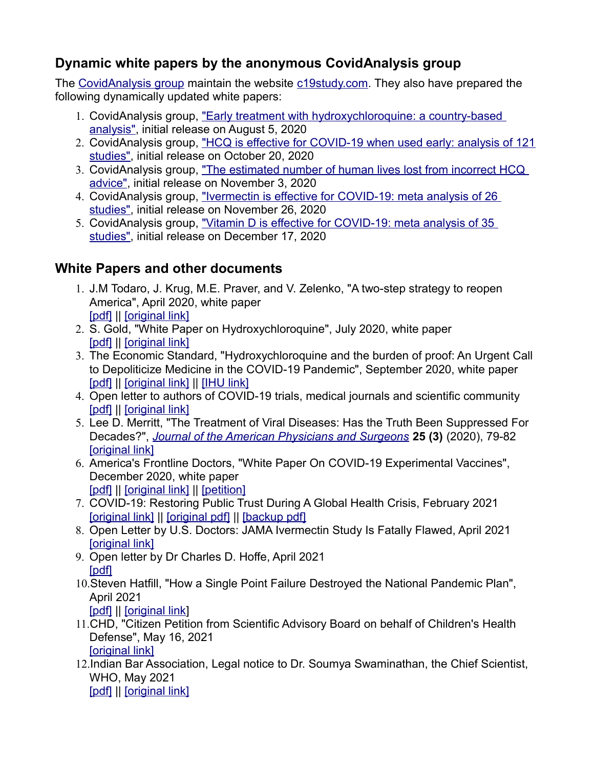## Dynamic white papers by the anonymous CovidAnalysis group

The CovidAnalysis group maintain the website c19study.com. They also have prepared the following dynamically updated white papers:

1. CovidAnalysis group, "Early treatment with hydroxychloroquine: a country-based analysis", initial release on August 5, 2020
2. CovidAnalysis group, "HCQ is effective for COVID-19 when used early: analysis of 121 studies", initial release on October 20, 2020
3. CovidAnalysis group, "The estimated number of human lives lost from incorrect HCQ advice", initial release on November 3, 2020
4. CovidAnalysis group, "Ivermectin is effective for COVID-19: meta analysis of 26 studies", initial release on November 26, 2020
5. CovidAnalysis group, "Vitamin D is effective for COVID-19: meta analysis of 35 studies", initial release on December 17, 2020

## White Papers and other documents

1. J.M Todaro, J. Krug, M.E. Praver, and V. Zelenko, "A two-step strategy to reopen America", April 2020, white paper
   [pdf] || [original link]
2. S. Gold, "White Paper on Hydroxychloroquine", July 2020, white paper
   [pdf] || [original link]
3. The Economic Standard, "Hydroxychloroquine and the burden of proof: An Urgent Call to Depoliticize Medicine in the COVID-19 Pandemic", September 2020, white paper
   [pdf] || [original link] || [IHU link]
4. Open letter to authors of COVID-19 trials, medical journals and scientific community
   [pdf] || [original link]
5. Lee D. Merritt, "The Treatment of Viral Diseases: Has the Truth Been Suppressed For Decades?", *Journal of the American Physicians and Surgeons* **25 (3)** (2020), 79-82
   [original link]
6. America's Frontline Doctors, "White Paper On COVID-19 Experimental Vaccines", December 2020, white paper
   [pdf] || [original link] || [petition]
7. COVID-19: Restoring Public Trust During A Global Health Crisis, February 2021
   [original link] || [original pdf] || [backup pdf]
8. Open Letter by U.S. Doctors: JAMA Ivermectin Study Is Fatally Flawed, April 2021
   [original link]
9. Open letter by Dr Charles D. Hoffe, April 2021
   [pdf]
10. Steven Hatfill, "How a Single Point Failure Destroyed the National Pandemic Plan", April 2021
    [pdf] || [original link]
11. CHD, "Citizen Petition from Scientific Advisory Board on behalf of Children's Health Defense", May 16, 2021
    [original link]
12. Indian Bar Association, Legal notice to Dr. Soumya Swaminathan, the Chief Scientist, WHO, May 2021
    [pdf] || [original link]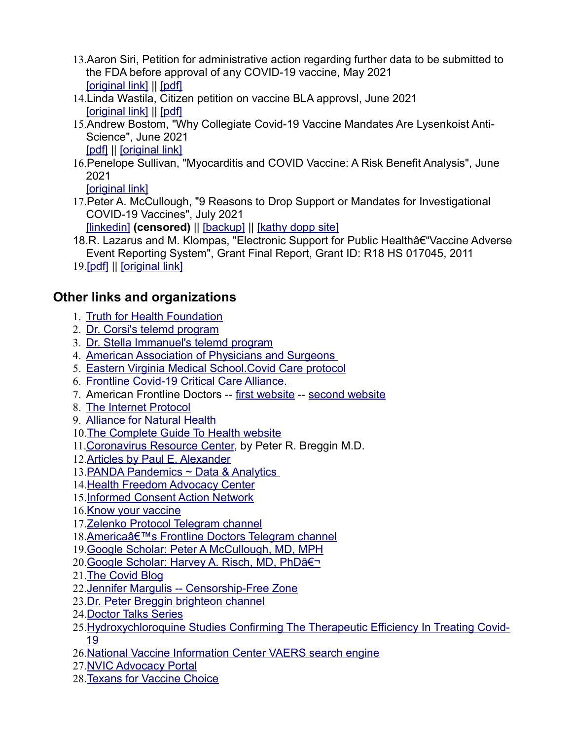13. Aaron Siri, Petition for administrative action regarding further data to be submitted to the FDA before approval of any COVID-19 vaccine, May 2021  
[original link] || [pdf]
14. Linda Wastila, Citizen petition on vaccine BLA approvsl, June 2021  
[original link] || [pdf]
15. Andrew Bostom, "Why Collegiate Covid-19 Vaccine Mandates Are Lysenkoist Anti-Science", June 2021  
[pdf] || [original link]
16. Penelope Sullivan, "Myocarditis and COVID Vaccine: A Risk Benefit Analysis", June 2021  
[original link]
17. Peter A. McCullough, "9 Reasons to Drop Support or Mandates for Investigational COVID-19 Vaccines", July 2021  
[linkedin] **(censored)** || [backup] || [kathy dopp site]
18. R. Lazarus and M. Klompas, "Electronic Support for Public Healthâ€"Vaccine Adverse Event Reporting System", Grant Final Report, Grant ID: R18 HS 017045, 2011
19. [pdf] || [original link]

## Other links and organizations

1. Truth for Health Foundation
2. Dr. Corsi's telemd program
3. Dr. Stella Immanuel's telemd program
4. American Association of Physicians and Surgeons
5. Eastern Virginia Medical School.Covid Care protocol
6. Frontline Covid-19 Critical Care Alliance.
7. American Frontline Doctors -- first website -- second website
8. The Internet Protocol
9. Alliance for Natural Health
10. The Complete Guide To Health website
11. Coronavirus Resource Center, by Peter R. Breggin M.D.
12. Articles by Paul E. Alexander
13. PANDA Pandemics ~ Data & Analytics
14. Health Freedom Advocacy Center
15. Informed Consent Action Network
16. Know your vaccine
17. Zelenko Protocol Telegram channel
18. Americaâ€™s Frontline Doctors Telegram channel
19. Google Scholar: Peter A McCullough, MD, MPH
20. Google Scholar: Harvey A. Risch, MD, PhDâ€¬
21. The Covid Blog
22. Jennifer Margulis -- Censorship-Free Zone
23. Dr. Peter Breggin brighteon channel
24. Doctor Talks Series
25. Hydroxychloroquine Studies Confirming The Therapeutic Efficiency In Treating Covid-19
26. National Vaccine Information Center VAERS search engine
27. NVIC Advocacy Portal
28. Texans for Vaccine Choice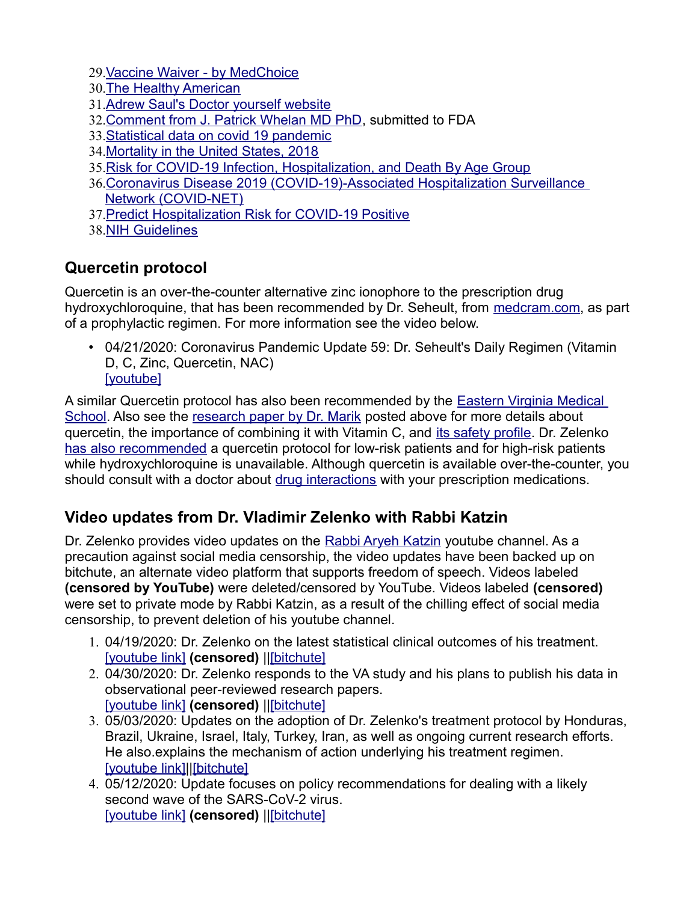29. Vaccine Waiver - by MedChoice
30. The Healthy American
31. Adrew Saul's Doctor yourself website
32. Comment from J. Patrick Whelan MD PhD, submitted to FDA
33. Statistical data on covid 19 pandemic
34. Mortality in the United States, 2018
35. Risk for COVID-19 Infection, Hospitalization, and Death By Age Group
36. Coronavirus Disease 2019 (COVID-19)-Associated Hospitalization Surveillance Network (COVID-NET)
37. Predict Hospitalization Risk for COVID-19 Positive
38. NIH Guidelines

## Quercetin protocol

Quercetin is an over-the-counter alternative zinc ionophore to the prescription drug hydroxychloroquine, that has been recommended by Dr. Seheult, from medcram.com, as part of a prophylactic regimen. For more information see the video below.

- 04/21/2020: Coronavirus Pandemic Update 59: Dr. Seheult's Daily Regimen (Vitamin D, C, Zinc, Quercetin, NAC)
  [youtube]

A similar Quercetin protocol has also been recommended by the Eastern Virginia Medical School. Also see the research paper by Dr. Marik posted above for more details about quercetin, the importance of combining it with Vitamin C, and its safety profile. Dr. Zelenko has also recommended a quercetin protocol for low-risk patients and for high-risk patients while hydroxychloroquine is unavailable. Although quercetin is available over-the-counter, you should consult with a doctor about drug interactions with your prescription medications.

## Video updates from Dr. Vladimir Zelenko with Rabbi Katzin

Dr. Zelenko provides video updates on the Rabbi Aryeh Katzin youtube channel. As a precaution against social media censorship, the video updates have been backed up on bitchute, an alternate video platform that supports freedom of speech. Videos labeled **(censored by YouTube)** were deleted/censored by YouTube. Videos labeled **(censored)** were set to private mode by Rabbi Katzin, as a result of the chilling effect of social media censorship, to prevent deletion of his youtube channel.

1. 04/19/2020: Dr. Zelenko on the latest statistical clinical outcomes of his treatment.
   [youtube link] **(censored)** ||[bitchute]
2. 04/30/2020: Dr. Zelenko responds to the VA study and his plans to publish his data in observational peer-reviewed research papers.
   [youtube link] **(censored)** ||[bitchute]
3. 05/03/2020: Updates on the adoption of Dr. Zelenko's treatment protocol by Honduras, Brazil, Ukraine, Israel, Italy, Turkey, Iran, as well as ongoing current research efforts. He also.explains the mechanism of action underlying his treatment regimen.
   [youtube link]||[bitchute]
4. 05/12/2020: Update focuses on policy recommendations for dealing with a likely second wave of the SARS-CoV-2 virus.
   [youtube link] **(censored)** ||[bitchute]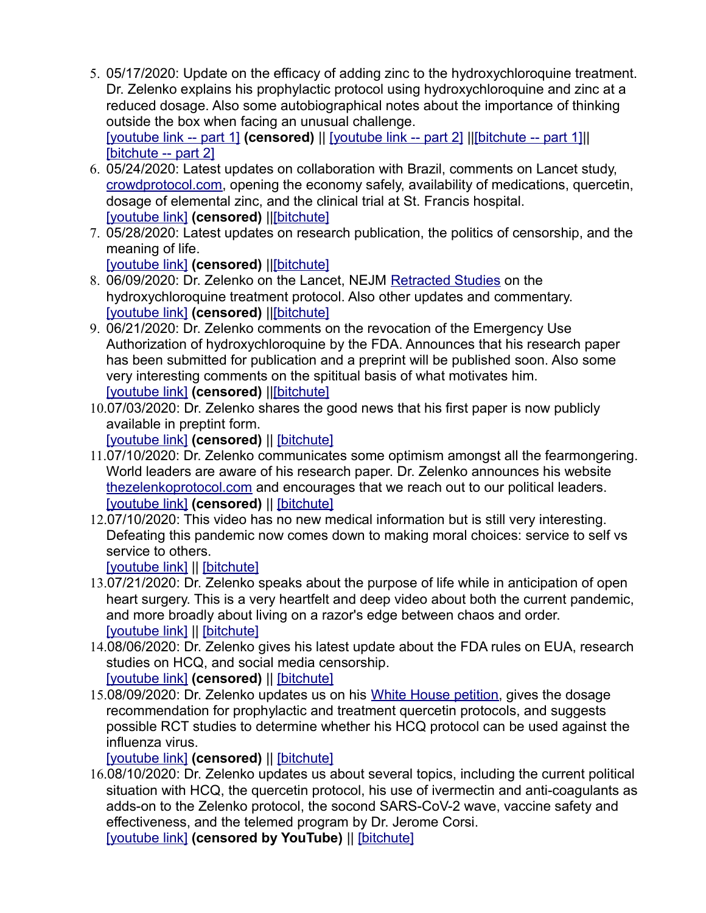5. 05/17/2020: Update on the efficacy of adding zinc to the hydroxychloroquine treatment. Dr. Zelenko explains his prophylactic protocol using hydroxychloroquine and zinc at a reduced dosage. Also some autobiographical notes about the importance of thinking outside the box when facing an unusual challenge.
   [youtube link -- part 1] **(censored)** || [youtube link -- part 2] ||[bitchute -- part 1]|| [bitchute -- part 2]
6. 05/24/2020: Latest updates on collaboration with Brazil, comments on Lancet study, crowdprotocol.com, opening the economy safely, availability of medications, quercetin, dosage of elemental zinc, and the clinical trial at St. Francis hospital.
   [youtube link] **(censored)** ||[bitchute]
7. 05/28/2020: Latest updates on research publication, the politics of censorship, and the meaning of life.
   [youtube link] **(censored)** ||[bitchute]
8. 06/09/2020: Dr. Zelenko on the Lancet, NEJM Retracted Studies on the hydroxychloroquine treatment protocol. Also other updates and commentary.
   [youtube link] **(censored)** ||[bitchute]
9. 06/21/2020: Dr. Zelenko comments on the revocation of the Emergency Use Authorization of hydroxychloroquine by the FDA. Announces that his research paper has been submitted for publication and a preprint will be published soon. Also some very interesting comments on the spititual basis of what motivates him.
   [youtube link] **(censored)** ||[bitchute]
10. 07/03/2020: Dr. Zelenko shares the good news that his first paper is now publicly available in preptint form.
    [youtube link] **(censored)** || [bitchute]
11. 07/10/2020: Dr. Zelenko communicates some optimism amongst all the fearmongering. World leaders are aware of his research paper. Dr. Zelenko announces his website thezelenkoprotocol.com and encourages that we reach out to our political leaders.
    [youtube link] **(censored)** || [bitchute]
12. 07/10/2020: This video has no new medical information but is still very interesting. Defeating this pandemic now comes down to making moral choices: service to self vs service to others.
    [youtube link] || [bitchute]
13. 07/21/2020: Dr. Zelenko speaks about the purpose of life while in anticipation of open heart surgery. This is a very heartfelt and deep video about both the current pandemic, and more broadly about living on a razor's edge between chaos and order.
    [youtube link] || [bitchute]
14. 08/06/2020: Dr. Zelenko gives his latest update about the FDA rules on EUA, research studies on HCQ, and social media censorship.
    [youtube link] **(censored)** || [bitchute]
15. 08/09/2020: Dr. Zelenko updates us on his White House petition, gives the dosage recommendation for prophylactic and treatment quercetin protocols, and suggests possible RCT studies to determine whether his HCQ protocol can be used against the influenza virus.
    [youtube link] **(censored)** || [bitchute]
16. 08/10/2020: Dr. Zelenko updates us about several topics, including the current political situation with HCQ, the quercetin protocol, his use of ivermectin and anti-coagulants as adds-on to the Zelenko protocol, the socond SARS-CoV-2 wave, vaccine safety and effectiveness, and the telemed program by Dr. Jerome Corsi.
    [youtube link] **(censored by YouTube)** || [bitchute]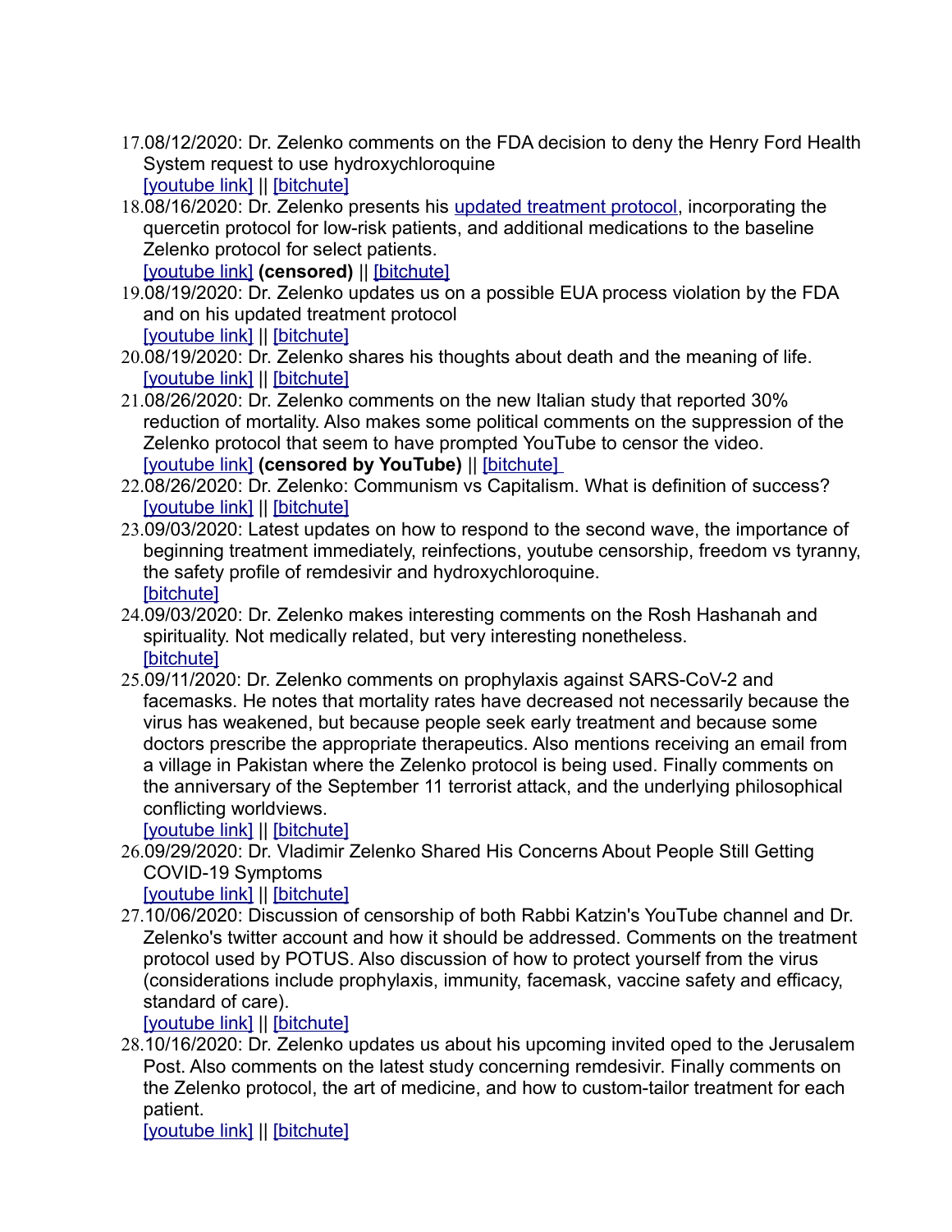17. 08/12/2020: Dr. Zelenko comments on the FDA decision to deny the Henry Ford Health System request to use hydroxychloroquine
[youtube link] || [bitchute]
18. 08/16/2020: Dr. Zelenko presents his updated treatment protocol, incorporating the quercetin protocol for low-risk patients, and additional medications to the baseline Zelenko protocol for select patients.
[youtube link] **(censored)** || [bitchute]
19. 08/19/2020: Dr. Zelenko updates us on a possible EUA process violation by the FDA and on his updated treatment protocol
[youtube link] || [bitchute]
20. 08/19/2020: Dr. Zelenko shares his thoughts about death and the meaning of life.
[youtube link] || [bitchute]
21. 08/26/2020: Dr. Zelenko comments on the new Italian study that reported 30% reduction of mortality. Also makes some political comments on the suppression of the Zelenko protocol that seem to have prompted YouTube to censor the video.
[youtube link] **(censored by YouTube)** || [bitchute]
22. 08/26/2020: Dr. Zelenko: Communism vs Capitalism. What is definition of success?
[youtube link] || [bitchute]
23. 09/03/2020: Latest updates on how to respond to the second wave, the importance of beginning treatment immediately, reinfections, youtube censorship, freedom vs tyranny, the safety profile of remdesivir and hydroxychloroquine.
[bitchute]
24. 09/03/2020: Dr. Zelenko makes interesting comments on the Rosh Hashanah and spirituality. Not medically related, but very interesting nonetheless.
[bitchute]
25. 09/11/2020: Dr. Zelenko comments on prophylaxis against SARS-CoV-2 and facemasks. He notes that mortality rates have decreased not necessarily because the virus has weakened, but because people seek early treatment and because some doctors prescribe the appropriate therapeutics. Also mentions receiving an email from a village in Pakistan where the Zelenko protocol is being used. Finally comments on the anniversary of the September 11 terrorist attack, and the underlying philosophical conflicting worldviews.
[youtube link] || [bitchute]
26. 09/29/2020: Dr. Vladimir Zelenko Shared His Concerns About People Still Getting COVID-19 Symptoms
[youtube link] || [bitchute]
27. 10/06/2020: Discussion of censorship of both Rabbi Katzin's YouTube channel and Dr. Zelenko's twitter account and how it should be addressed. Comments on the treatment protocol used by POTUS. Also discussion of how to protect yourself from the virus (considerations include prophylaxis, immunity, facemask, vaccine safety and efficacy, standard of care).
[youtube link] || [bitchute]
28. 10/16/2020: Dr. Zelenko updates us about his upcoming invited oped to the Jerusalem Post. Also comments on the latest study concerning remdesivir. Finally comments on the Zelenko protocol, the art of medicine, and how to custom-tailor treatment for each patient.
[youtube link] || [bitchute]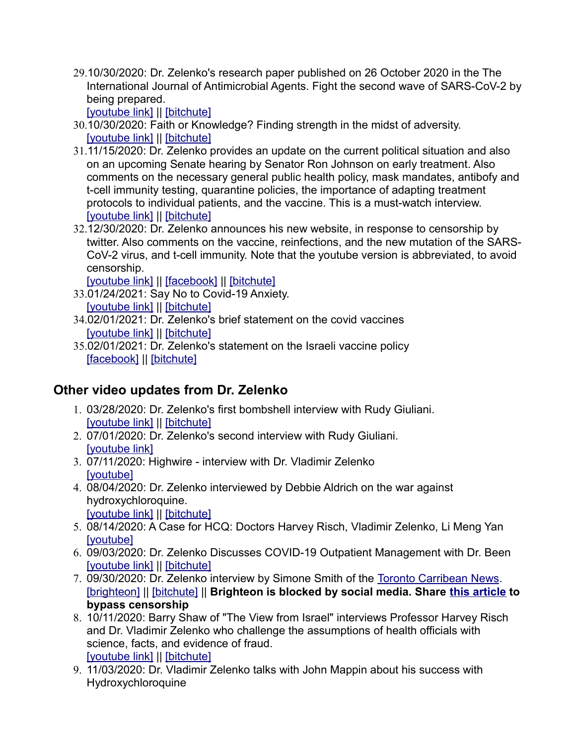29. 10/30/2020: Dr. Zelenko's research paper published on 26 October 2020 in the The International Journal of Antimicrobial Agents. Fight the second wave of SARS-CoV-2 by being prepared.
[youtube link] || [bitchute]
30. 10/30/2020: Faith or Knowledge? Finding strength in the midst of adversity.
[youtube link] || [bitchute]
31. 11/15/2020: Dr. Zelenko provides an update on the current political situation and also on an upcoming Senate hearing by Senator Ron Johnson on early treatment. Also comments on the necessary general public health policy, mask mandates, antibofy and t-cell immunity testing, quarantine policies, the importance of adapting treatment protocols to individual patients, and the vaccine. This is a must-watch interview.
[youtube link] || [bitchute]
32. 12/30/2020: Dr. Zelenko announces his new website, in response to censorship by twitter. Also comments on the vaccine, reinfections, and the new mutation of the SARS-CoV-2 virus, and t-cell immunity. Note that the youtube version is abbreviated, to avoid censorship.
[youtube link] || [facebook] || [bitchute]
33. 01/24/2021: Say No to Covid-19 Anxiety.
[youtube link] || [bitchute]
34. 02/01/2021: Dr. Zelenko's brief statement on the covid vaccines
[youtube link] || [bitchute]
35. 02/01/2021: Dr. Zelenko's statement on the Israeli vaccine policy
[facebook] || [bitchute]

## Other video updates from Dr. Zelenko

1. 03/28/2020: Dr. Zelenko's first bombshell interview with Rudy Giuliani.
[youtube link] || [bitchute]
2. 07/01/2020: Dr. Zelenko's second interview with Rudy Giuliani.
[youtube link]
3. 07/11/2020: Highwire - interview with Dr. Vladimir Zelenko
[youtube]
4. 08/04/2020: Dr. Zelenko interviewed by Debbie Aldrich on the war against hydroxychloroquine.
[youtube link] || [bitchute]
5. 08/14/2020: A Case for HCQ: Doctors Harvey Risch, Vladimir Zelenko, Li Meng Yan
[youtube]
6. 09/03/2020: Dr. Zelenko Discusses COVID-19 Outpatient Management with Dr. Been
[youtube link] || [bitchute]
7. 09/30/2020: Dr. Zelenko interview by Simone Smith of the Toronto Carribean News.
[brighteon] || [bitchute] || **Brighteon is blocked by social media. Share this article to bypass censorship**
8. 10/11/2020: Barry Shaw of "The View from Israel" interviews Professor Harvey Risch and Dr. Vladimir Zelenko who challenge the assumptions of health officials with science, facts, and evidence of fraud.
[youtube link] || [bitchute]
9. 11/03/2020: Dr. Vladimir Zelenko talks with John Mappin about his success with Hydroxychloroquine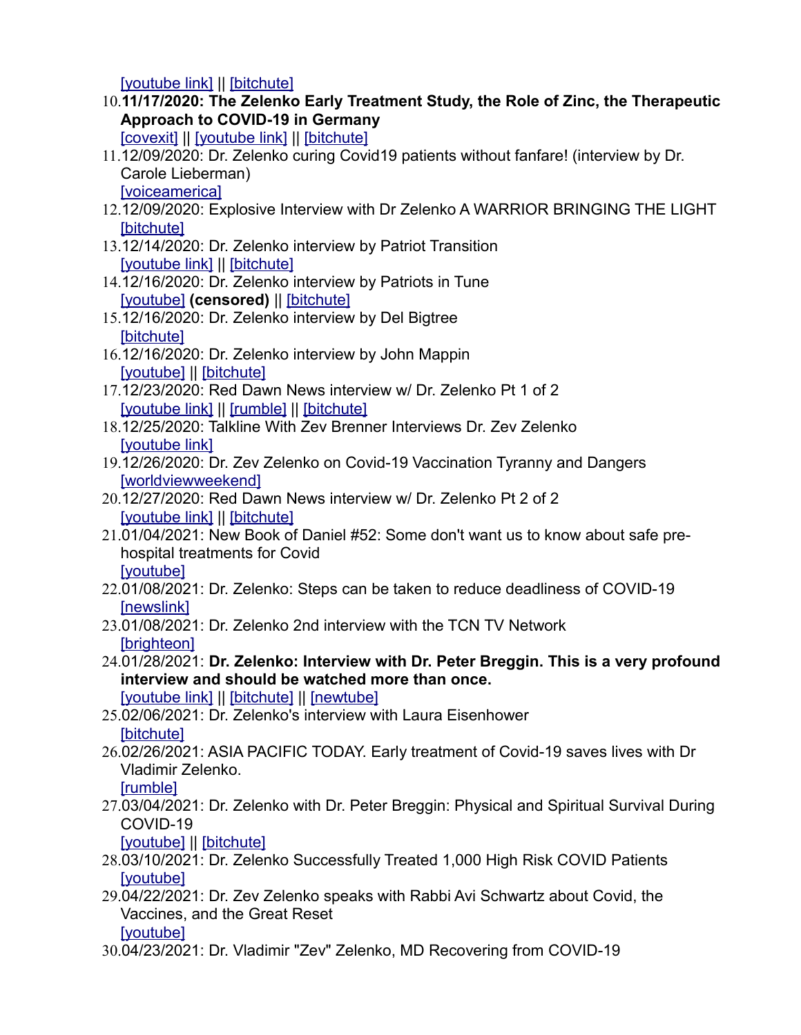[youtube link] || [bitchute]

10. **11/17/2020: The Zelenko Early Treatment Study, the Role of Zinc, the Therapeutic Approach to COVID-19 in Germany**
    [covexit] || [youtube link] || [bitchute]
11. 12/09/2020: Dr. Zelenko curing Covid19 patients without fanfare! (interview by Dr. Carole Lieberman)
    [voiceamerica]
12. 12/09/2020: Explosive Interview with Dr Zelenko A WARRIOR BRINGING THE LIGHT
    [bitchute]
13. 12/14/2020: Dr. Zelenko interview by Patriot Transition
    [youtube link] || [bitchute]
14. 12/16/2020: Dr. Zelenko interview by Patriots in Tune
    [youtube] **(censored)** || [bitchute]
15. 12/16/2020: Dr. Zelenko interview by Del Bigtree
    [bitchute]
16. 12/16/2020: Dr. Zelenko interview by John Mappin
    [youtube] || [bitchute]
17. 12/23/2020: Red Dawn News interview w/ Dr. Zelenko Pt 1 of 2
    [youtube link] || [rumble] || [bitchute]
18. 12/25/2020: Talkline With Zev Brenner Interviews Dr. Zev Zelenko
    [youtube link]
19. 12/26/2020: Dr. Zev Zelenko on Covid-19 Vaccination Tyranny and Dangers
    [worldviewweekend]
20. 12/27/2020: Red Dawn News interview w/ Dr. Zelenko Pt 2 of 2
    [youtube link] || [bitchute]
21. 01/04/2021: New Book of Daniel #52: Some don't want us to know about safe pre-hospital treatments for Covid
    [youtube]
22. 01/08/2021: Dr. Zelenko: Steps can be taken to reduce deadliness of COVID-19
    [newslink]
23. 01/08/2021: Dr. Zelenko 2nd interview with the TCN TV Network
    [brighteon]
24. 01/28/2021: **Dr. Zelenko: Interview with Dr. Peter Breggin. This is a very profound interview and should be watched more than once.**
    [youtube link] || [bitchute] || [newtube]
25. 02/06/2021: Dr. Zelenko's interview with Laura Eisenhower
    [bitchute]
26. 02/26/2021: ASIA PACIFIC TODAY. Early treatment of Covid-19 saves lives with Dr Vladimir Zelenko.
    [rumble]
27. 03/04/2021: Dr. Zelenko with Dr. Peter Breggin: Physical and Spiritual Survival During COVID-19
    [youtube] || [bitchute]
28. 03/10/2021: Dr. Zelenko Successfully Treated 1,000 High Risk COVID Patients
    [youtube]
29. 04/22/2021: Dr. Zev Zelenko speaks with Rabbi Avi Schwartz about Covid, the Vaccines, and the Great Reset
    [youtube]
30. 04/23/2021: Dr. Vladimir "Zev" Zelenko, MD Recovering from COVID-19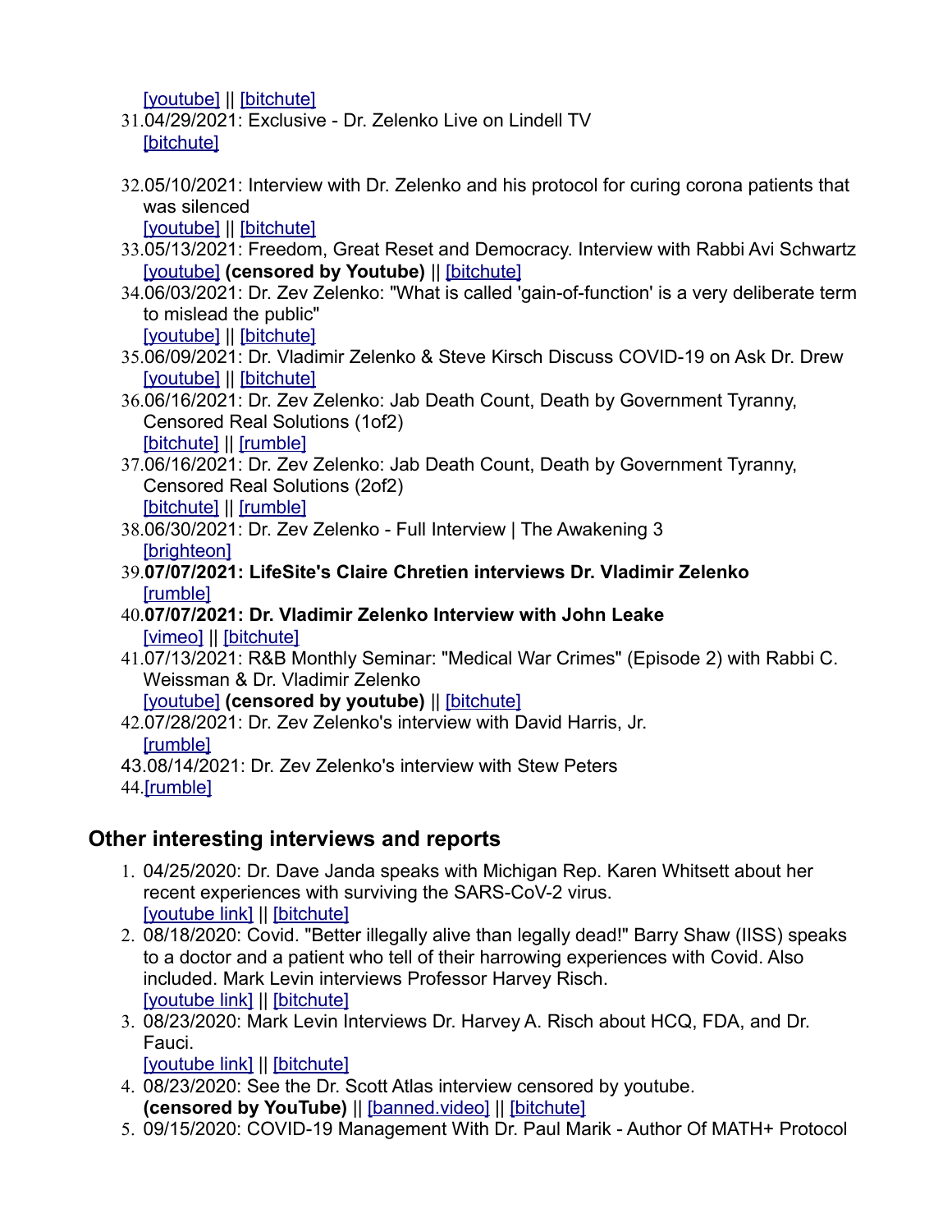[youtube] || [bitchute]

31. 04/29/2021: Exclusive - Dr. Zelenko Live on Lindell TV
    [bitchute]
32. 05/10/2021: Interview with Dr. Zelenko and his protocol for curing corona patients that was silenced
    [youtube] || [bitchute]
33. 05/13/2021: Freedom, Great Reset and Democracy. Interview with Rabbi Avi Schwartz
    [youtube] **(censored by Youtube)** || [bitchute]
34. 06/03/2021: Dr. Zev Zelenko: "What is called 'gain-of-function' is a very deliberate term to mislead the public"
    [youtube] || [bitchute]
35. 06/09/2021: Dr. Vladimir Zelenko & Steve Kirsch Discuss COVID-19 on Ask Dr. Drew
    [youtube] || [bitchute]
36. 06/16/2021: Dr. Zev Zelenko: Jab Death Count, Death by Government Tyranny, Censored Real Solutions (1of2)
    [bitchute] || [rumble]
37. 06/16/2021: Dr. Zev Zelenko: Jab Death Count, Death by Government Tyranny, Censored Real Solutions (2of2)
    [bitchute] || [rumble]
38. 06/30/2021: Dr. Zev Zelenko - Full Interview | The Awakening 3
    [brighteon]
39. **07/07/2021: LifeSite's Claire Chretien interviews Dr. Vladimir Zelenko**
    [rumble]
40. **07/07/2021: Dr. Vladimir Zelenko Interview with John Leake**
    [vimeo] || [bitchute]
41. 07/13/2021: R&B Monthly Seminar: "Medical War Crimes" (Episode 2) with Rabbi C. Weissman & Dr. Vladimir Zelenko
    [youtube] **(censored by youtube)** || [bitchute]
42. 07/28/2021: Dr. Zev Zelenko's interview with David Harris, Jr.
    [rumble]
43. 08/14/2021: Dr. Zev Zelenko's interview with Stew Peters
44. [rumble]

## Other interesting interviews and reports

1. 04/25/2020: Dr. Dave Janda speaks with Michigan Rep. Karen Whitsett about her recent experiences with surviving the SARS-CoV-2 virus.
   [youtube link] || [bitchute]
2. 08/18/2020: Covid. "Better illegally alive than legally dead!" Barry Shaw (IISS) speaks to a doctor and a patient who tell of their harrowing experiences with Covid. Also included. Mark Levin interviews Professor Harvey Risch.
   [youtube link] || [bitchute]
3. 08/23/2020: Mark Levin Interviews Dr. Harvey A. Risch about HCQ, FDA, and Dr. Fauci.
   [youtube link] || [bitchute]
4. 08/23/2020: See the Dr. Scott Atlas interview censored by youtube.
   **(censored by YouTube)** || [banned.video] || [bitchute]
5. 09/15/2020: COVID-19 Management With Dr. Paul Marik - Author Of MATH+ Protocol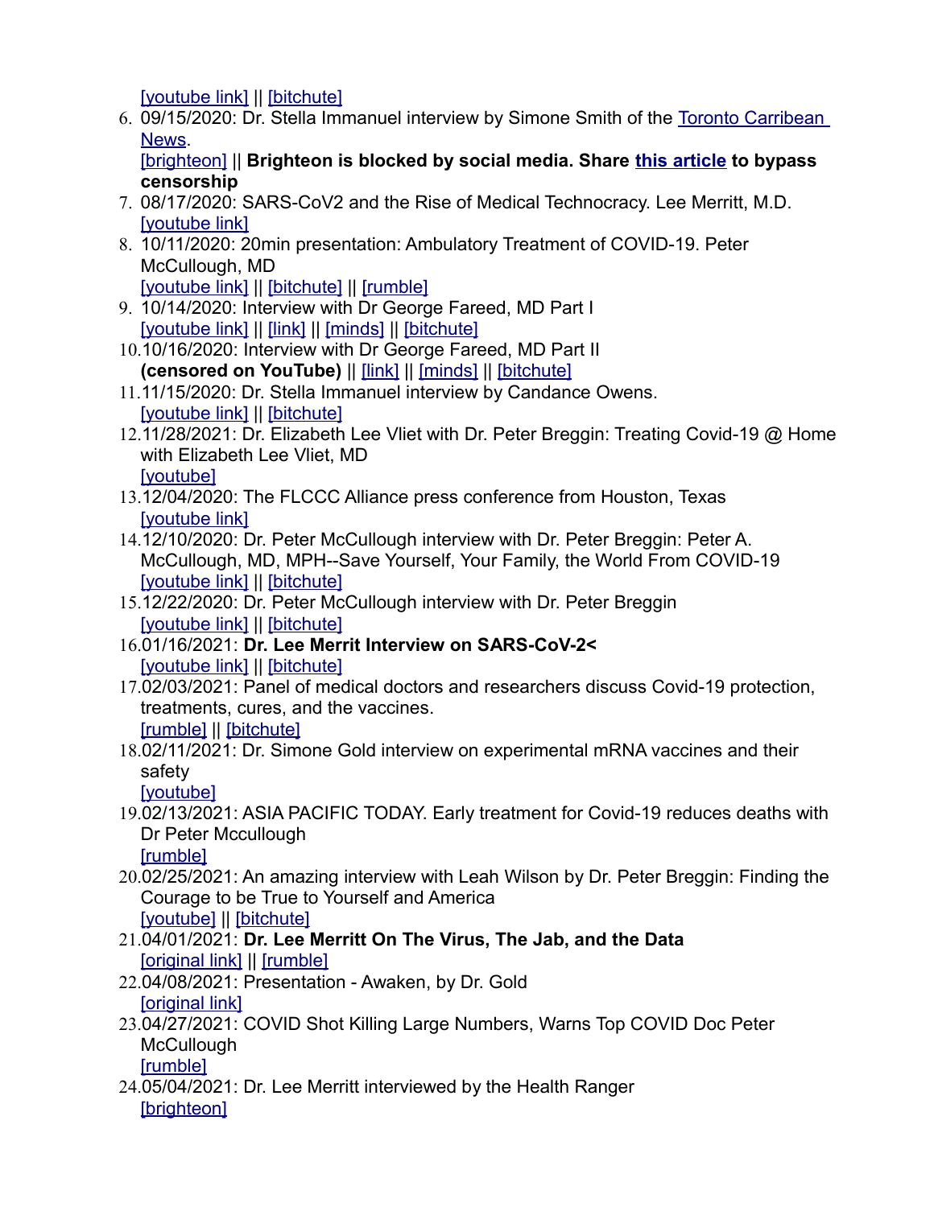[youtube link] || [bitchute]

6. 09/15/2020: Dr. Stella Immanuel interview by Simone Smith of the Toronto Carribean News.
   [brighteon] || **Brighteon is blocked by social media. Share this article to bypass censorship**
7. 08/17/2020: SARS-CoV2 and the Rise of Medical Technocracy. Lee Merritt, M.D.
   [youtube link]
8. 10/11/2020: 20min presentation: Ambulatory Treatment of COVID-19. Peter McCullough, MD
   [youtube link] || [bitchute] || [rumble]
9. 10/14/2020: Interview with Dr George Fareed, MD Part I
   [youtube link] || [link] || [minds] || [bitchute]
10. 10/16/2020: Interview with Dr George Fareed, MD Part II
    **(censored on YouTube)** || [link] || [minds] || [bitchute]
11. 11/15/2020: Dr. Stella Immanuel interview by Candance Owens.
    [youtube link] || [bitchute]
12. 11/28/2021: Dr. Elizabeth Lee Vliet with Dr. Peter Breggin: Treating Covid-19 @ Home with Elizabeth Lee Vliet, MD
    [youtube]
13. 12/04/2020: The FLCCC Alliance press conference from Houston, Texas
    [youtube link]
14. 12/10/2020: Dr. Peter McCullough interview with Dr. Peter Breggin: Peter A. McCullough, MD, MPH--Save Yourself, Your Family, the World From COVID-19
    [youtube link] || [bitchute]
15. 12/22/2020: Dr. Peter McCullough interview with Dr. Peter Breggin
    [youtube link] || [bitchute]
16. 01/16/2021: **Dr. Lee Merrit Interview on SARS-CoV-2<**
    [youtube link] || [bitchute]
17. 02/03/2021: Panel of medical doctors and researchers discuss Covid-19 protection, treatments, cures, and the vaccines.
    [rumble] || [bitchute]
18. 02/11/2021: Dr. Simone Gold interview on experimental mRNA vaccines and their safety
    [youtube]
19. 02/13/2021: ASIA PACIFIC TODAY. Early treatment for Covid-19 reduces deaths with Dr Peter Mccullough
    [rumble]
20. 02/25/2021: An amazing interview with Leah Wilson by Dr. Peter Breggin: Finding the Courage to be True to Yourself and America
    [youtube] || [bitchute]
21. 04/01/2021: **Dr. Lee Merritt On The Virus, The Jab, and the Data**
    [original link] || [rumble]
22. 04/08/2021: Presentation - Awaken, by Dr. Gold
    [original link]
23. 04/27/2021: COVID Shot Killing Large Numbers, Warns Top COVID Doc Peter McCullough
    [rumble]
24. 05/04/2021: Dr. Lee Merritt interviewed by the Health Ranger
    [brighteon]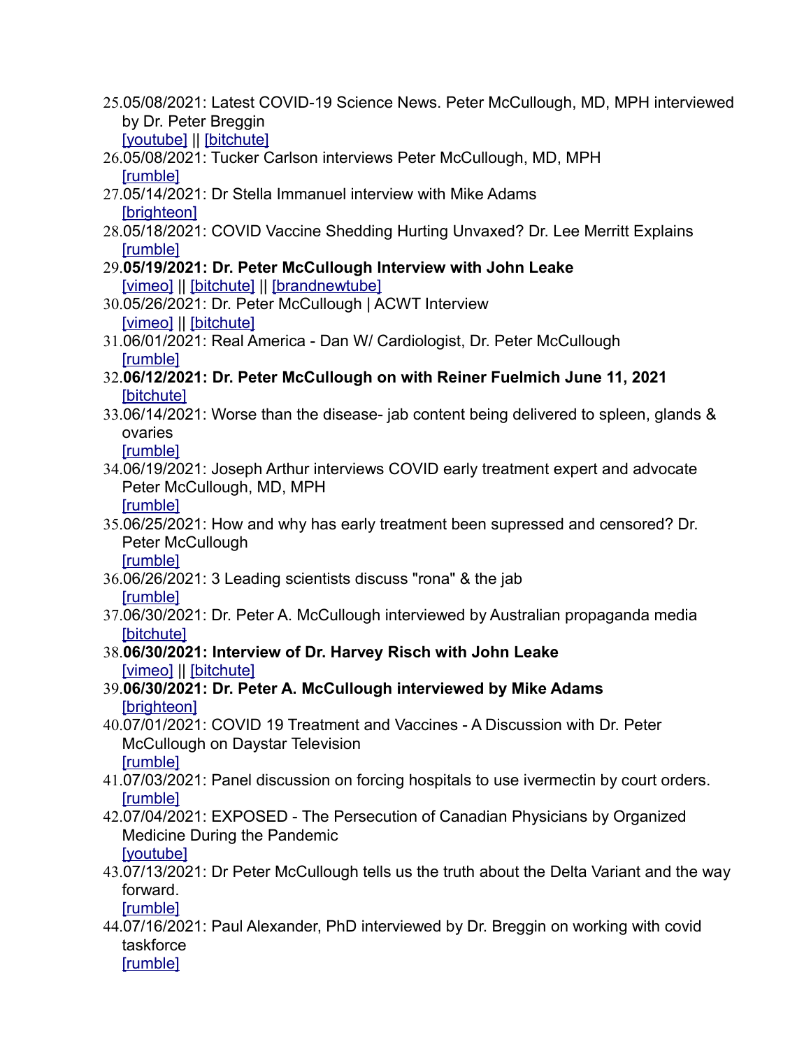25. 05/08/2021: Latest COVID-19 Science News. Peter McCullough, MD, MPH interviewed by Dr. Peter Breggin
[youtube] || [bitchute]
26. 05/08/2021: Tucker Carlson interviews Peter McCullough, MD, MPH
[rumble]
27. 05/14/2021: Dr Stella Immanuel interview with Mike Adams
[brighteon]
28. 05/18/2021: COVID Vaccine Shedding Hurting Unvaxed? Dr. Lee Merritt Explains
[rumble]
29. **05/19/2021: Dr. Peter McCullough Interview with John Leake**
[vimeo] || [bitchute] || [brandnewtube]
30. 05/26/2021: Dr. Peter McCullough | ACWT Interview
[vimeo] || [bitchute]
31. 06/01/2021: Real America - Dan W/ Cardiologist, Dr. Peter McCullough
[rumble]
32. **06/12/2021: Dr. Peter McCullough on with Reiner Fuelmich June 11, 2021**
[bitchute]
33. 06/14/2021: Worse than the disease- jab content being delivered to spleen, glands & ovaries
[rumble]
34. 06/19/2021: Joseph Arthur interviews COVID early treatment expert and advocate Peter McCullough, MD, MPH
[rumble]
35. 06/25/2021: How and why has early treatment been supressed and censored? Dr. Peter McCullough
[rumble]
36. 06/26/2021: 3 Leading scientists discuss "rona" & the jab
[rumble]
37. 06/30/2021: Dr. Peter A. McCullough interviewed by Australian propaganda media
[bitchute]
38. **06/30/2021: Interview of Dr. Harvey Risch with John Leake**
[vimeo] || [bitchute]
39. **06/30/2021: Dr. Peter A. McCullough interviewed by Mike Adams**
[brighteon]
40. 07/01/2021: COVID 19 Treatment and Vaccines - A Discussion with Dr. Peter McCullough on Daystar Television
[rumble]
41. 07/03/2021: Panel discussion on forcing hospitals to use ivermectin by court orders.
[rumble]
42. 07/04/2021: EXPOSED - The Persecution of Canadian Physicians by Organized Medicine During the Pandemic
[youtube]
43. 07/13/2021: Dr Peter McCullough tells us the truth about the Delta Variant and the way forward.
[rumble]
44. 07/16/2021: Paul Alexander, PhD interviewed by Dr. Breggin on working with covid taskforce
[rumble]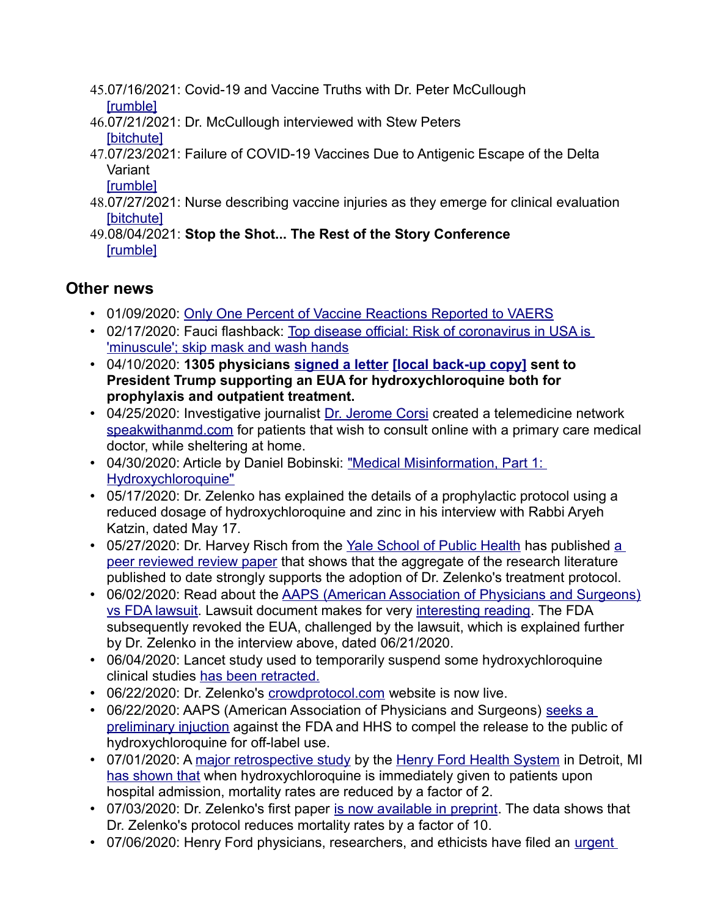45. 07/16/2021: Covid-19 and Vaccine Truths with Dr. Peter McCullough [rumble]
46. 07/21/2021: Dr. McCullough interviewed with Stew Peters [bitchute]
47. 07/23/2021: Failure of COVID-19 Vaccines Due to Antigenic Escape of the Delta Variant [rumble]
48. 07/27/2021: Nurse describing vaccine injuries as they emerge for clinical evaluation [bitchute]
49. 08/04/2021: **Stop the Shot... The Rest of the Story Conference** [rumble]

## Other news

- 01/09/2020: Only One Percent of Vaccine Reactions Reported to VAERS
- 02/17/2020: Fauci flashback: Top disease official: Risk of coronavirus in USA is 'minuscule'; skip mask and wash hands
- 04/10/2020: **1305 physicians signed a letter [local back-up copy] sent to President Trump supporting an EUA for hydroxychloroquine both for prophylaxis and outpatient treatment.**
- 04/25/2020: Investigative journalist Dr. Jerome Corsi created a telemedicine network speakwithanmd.com for patients that wish to consult online with a primary care medical doctor, while sheltering at home.
- 04/30/2020: Article by Daniel Bobinski: "Medical Misinformation, Part 1: Hydroxychloroquine"
- 05/17/2020: Dr. Zelenko has explained the details of a prophylactic protocol using a reduced dosage of hydroxychloroquine and zinc in his interview with Rabbi Aryeh Katzin, dated May 17.
- 05/27/2020: Dr. Harvey Risch from the Yale School of Public Health has published a peer reviewed review paper that shows that the aggregate of the research literature published to date strongly supports the adoption of Dr. Zelenko's treatment protocol.
- 06/02/2020: Read about the AAPS (American Association of Physicians and Surgeons) vs FDA lawsuit. Lawsuit document makes for very interesting reading. The FDA subsequently revoked the EUA, challenged by the lawsuit, which is explained further by Dr. Zelenko in the interview above, dated 06/21/2020.
- 06/04/2020: Lancet study used to temporarily suspend some hydroxychloroquine clinical studies has been retracted.
- 06/22/2020: Dr. Zelenko's crowdprotocol.com website is now live.
- 06/22/2020: AAPS (American Association of Physicians and Surgeons) seeks a preliminary injuction against the FDA and HHS to compel the release to the public of hydroxychloroquine for off-label use.
- 07/01/2020: A major retrospective study by the Henry Ford Health System in Detroit, MI has shown that when hydroxychloroquine is immediately given to patients upon hospital admission, mortality rates are reduced by a factor of 2.
- 07/03/2020: Dr. Zelenko's first paper is now available in preprint. The data shows that Dr. Zelenko's protocol reduces mortality rates by a factor of 10.
- 07/06/2020: Henry Ford physicians, researchers, and ethicists have filed an urgent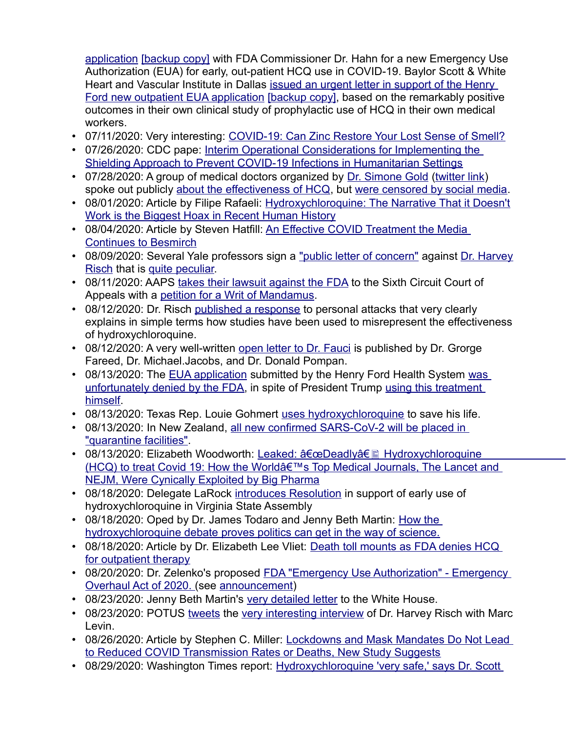application [backup copy] with FDA Commissioner Dr. Hahn for a new Emergency Use Authorization (EUA) for early, out-patient HCQ use in COVID-19. Baylor Scott & White Heart and Vascular Institute in Dallas issued an urgent letter in support of the Henry Ford new outpatient EUA application [backup copy], based on the remarkably positive outcomes in their own clinical study of prophylactic use of HCQ in their own medical workers.

- 07/11/2020: Very interesting: COVID-19: Can Zinc Restore Your Lost Sense of Smell?
- 07/26/2020: CDC pape: Interim Operational Considerations for Implementing the Shielding Approach to Prevent COVID-19 Infections in Humanitarian Settings
- 07/28/2020: A group of medical doctors organized by Dr. Simone Gold (twitter link) spoke out publicly about the effectiveness of HCQ, but were censored by social media.
- 08/01/2020: Article by Filipe Rafaeli: Hydroxychloroquine: The Narrative That it Doesn't Work is the Biggest Hoax in Recent Human History
- 08/04/2020: Article by Steven Hatfill: An Effective COVID Treatment the Media Continues to Besmirch
- 08/09/2020: Several Yale professors sign a "public letter of concern" against Dr. Harvey Risch that is quite peculiar.
- 08/11/2020: AAPS takes their lawsuit against the FDA to the Sixth Circuit Court of Appeals with a petition for a Writ of Mandamus.
- 08/12/2020: Dr. Risch published a response to personal attacks that very clearly explains in simple terms how studies have been used to misrepresent the effectiveness of hydroxychloroquine.
- 08/12/2020: A very well-written open letter to Dr. Fauci is published by Dr. Grorge Fareed, Dr. Michael.Jacobs, and Dr. Donald Pompan.
- 08/13/2020: The EUA application submitted by the Henry Ford Health System was unfortunately denied by the FDA, in spite of President Trump using this treatment himself.
- 08/13/2020: Texas Rep. Louie Gohmert uses hydroxychloroquine to save his life.
- 08/13/2020: In New Zealand, all new confirmed SARS-CoV-2 will be placed in "quarantine facilities".
- 08/13/2020: Elizabeth Woodworth: Leaked: â€œDeadlyâ€ Hydroxychloroquine (HCQ) to treat Covid 19: How the Worldâ€™s Top Medical Journals, The Lancet and NEJM, Were Cynically Exploited by Big Pharma
- 08/18/2020: Delegate LaRock introduces Resolution in support of early use of hydroxychloroquine in Virginia State Assembly
- 08/18/2020: Oped by Dr. James Todaro and Jenny Beth Martin: How the hydroxychloroquine debate proves politics can get in the way of science.
- 08/18/2020: Article by Dr. Elizabeth Lee Vliet: Death toll mounts as FDA denies HCQ for outpatient therapy
- 08/20/2020: Dr. Zelenko's proposed FDA "Emergency Use Authorization" - Emergency Overhaul Act of 2020. (see announcement)
- 08/23/2020: Jenny Beth Martin's very detailed letter to the White House.
- 08/23/2020: POTUS tweets the very interesting interview of Dr. Harvey Risch with Marc Levin.
- 08/26/2020: Article by Stephen C. Miller: Lockdowns and Mask Mandates Do Not Lead to Reduced COVID Transmission Rates or Deaths, New Study Suggests
- 08/29/2020: Washington Times report: Hydroxychloroquine 'very safe,' says Dr. Scott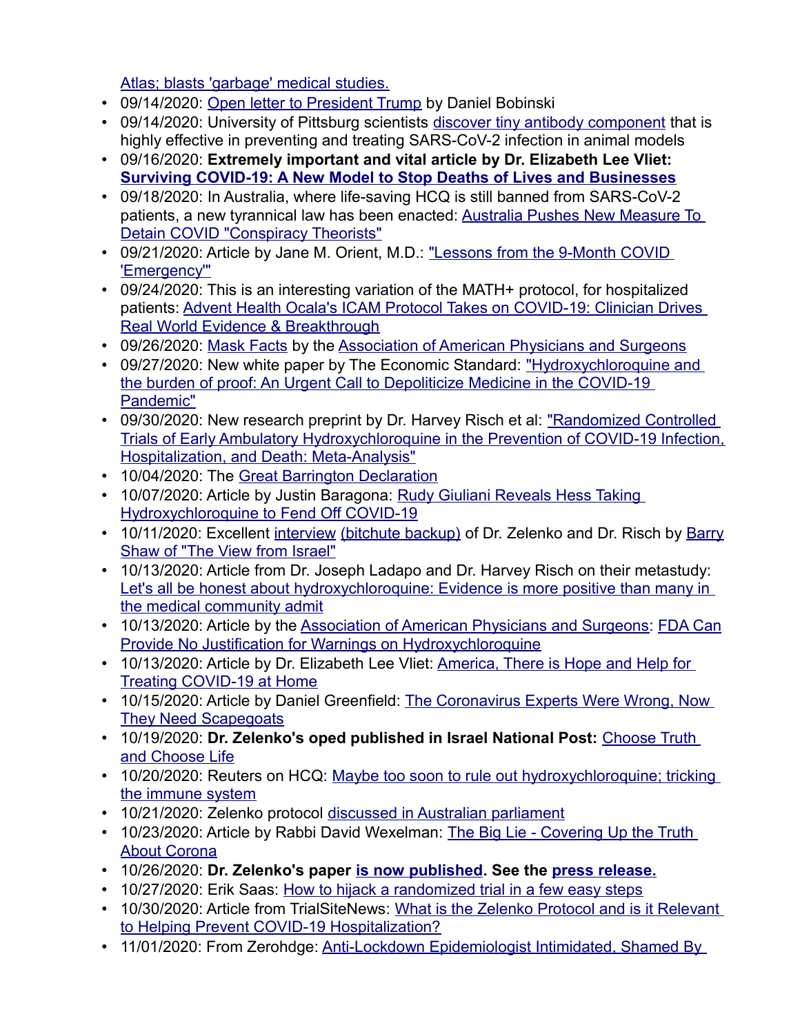Atlas; blasts 'garbage' medical studies.
- 09/14/2020: Open letter to President Trump by Daniel Bobinski
- 09/14/2020: University of Pittsburg scientists discover tiny antibody component that is highly effective in preventing and treating SARS-CoV-2 infection in animal models
- 09/16/2020: **Extremely important and vital article by Dr. Elizabeth Lee Vliet: Surviving COVID-19: A New Model to Stop Deaths of Lives and Businesses**
- 09/18/2020: In Australia, where life-saving HCQ is still banned from SARS-CoV-2 patients, a new tyrannical law has been enacted: Australia Pushes New Measure To Detain COVID "Conspiracy Theorists"
- 09/21/2020: Article by Jane M. Orient, M.D.: "Lessons from the 9-Month COVID 'Emergency'"
- 09/24/2020: This is an interesting variation of the MATH+ protocol, for hospitalized patients: Advent Health Ocala's ICAM Protocol Takes on COVID-19: Clinician Drives Real World Evidence & Breakthrough
- 09/26/2020: Mask Facts by the Association of American Physicians and Surgeons
- 09/27/2020: New white paper by The Economic Standard: "Hydroxychloroquine and the burden of proof: An Urgent Call to Depoliticize Medicine in the COVID-19 Pandemic"
- 09/30/2020: New research preprint by Dr. Harvey Risch et al: "Randomized Controlled Trials of Early Ambulatory Hydroxychloroquine in the Prevention of COVID-19 Infection, Hospitalization, and Death: Meta-Analysis"
- 10/04/2020: The Great Barrington Declaration
- 10/07/2020: Article by Justin Baragona: Rudy Giuliani Reveals Hess Taking Hydroxychloroquine to Fend Off COVID-19
- 10/11/2020: Excellent interview (bitchute backup) of Dr. Zelenko and Dr. Risch by Barry Shaw of "The View from Israel"
- 10/13/2020: Article from Dr. Joseph Ladapo and Dr. Harvey Risch on their metastudy: Let's all be honest about hydroxychloroquine: Evidence is more positive than many in the medical community admit
- 10/13/2020: Article by the Association of American Physicians and Surgeons: FDA Can Provide No Justification for Warnings on Hydroxychloroquine
- 10/13/2020: Article by Dr. Elizabeth Lee Vliet: America, There is Hope and Help for Treating COVID-19 at Home
- 10/15/2020: Article by Daniel Greenfield: The Coronavirus Experts Were Wrong, Now They Need Scapegoats
- 10/19/2020: **Dr. Zelenko's oped published in Israel National Post:** Choose Truth and Choose Life
- 10/20/2020: Reuters on HCQ: Maybe too soon to rule out hydroxychloroquine; tricking the immune system
- 10/21/2020: Zelenko protocol discussed in Australian parliament
- 10/23/2020: Article by Rabbi David Wexelman: The Big Lie - Covering Up the Truth About Corona
- 10/26/2020: **Dr. Zelenko's paper is now published. See the press release.**
- 10/27/2020: Erik Saas: How to hijack a randomized trial in a few easy steps
- 10/30/2020: Article from TrialSiteNews: What is the Zelenko Protocol and is it Relevant to Helping Prevent COVID-19 Hospitalization?
- 11/01/2020: From Zerohdge: Anti-Lockdown Epidemiologist Intimidated, Shamed By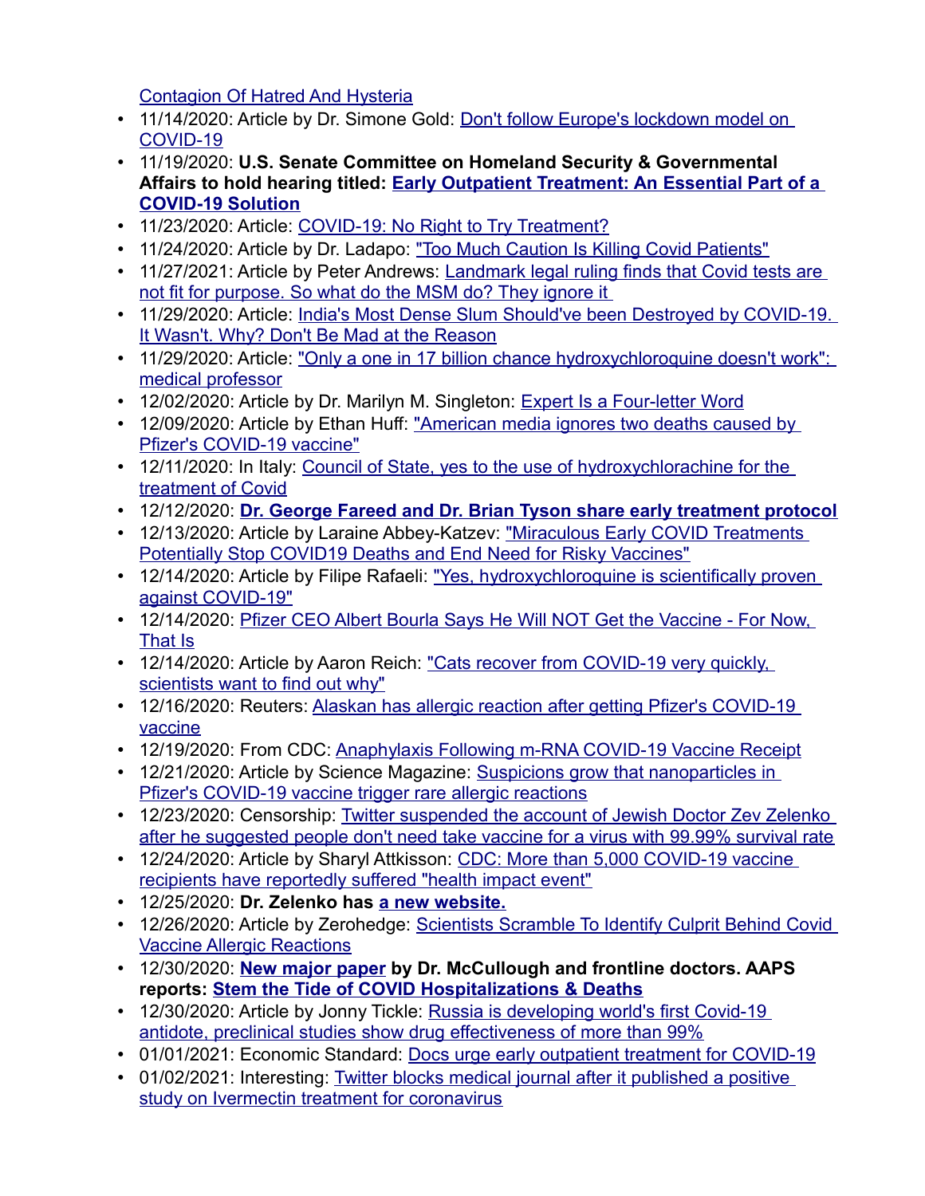[Contagion Of Hatred And Hysteria]

- 11/14/2020: Article by Dr. Simone Gold: [Don't follow Europe's lockdown model on COVID-19]
- 11/19/2020: **U.S. Senate Committee on Homeland Security & Governmental Affairs to hold hearing titled: [Early Outpatient Treatment: An Essential Part of a COVID-19 Solution]**
- 11/23/2020: Article: [COVID-19: No Right to Try Treatment?]
- 11/24/2020: Article by Dr. Ladapo: ["Too Much Caution Is Killing Covid Patients"]
- 11/27/2021: Article by Peter Andrews: [Landmark legal ruling finds that Covid tests are not fit for purpose. So what do the MSM do? They ignore it]
- 11/29/2020: Article: [India's Most Dense Slum Should've been Destroyed by COVID-19. It Wasn't. Why? Don't Be Mad at the Reason]
- 11/29/2020: Article: ["Only a one in 17 billion chance hydroxychloroquine doesn't work": medical professor]
- 12/02/2020: Article by Dr. Marilyn M. Singleton: [Expert Is a Four-letter Word]
- 12/09/2020: Article by Ethan Huff: ["American media ignores two deaths caused by Pfizer's COVID-19 vaccine"]
- 12/11/2020: In Italy: [Council of State, yes to the use of hydroxychlorachine for the treatment of Covid]
- 12/12/2020: **[Dr. George Fareed and Dr. Brian Tyson share early treatment protocol]**
- 12/13/2020: Article by Laraine Abbey-Katzev: ["Miraculous Early COVID Treatments Potentially Stop COVID19 Deaths and End Need for Risky Vaccines"]
- 12/14/2020: Article by Filipe Rafaeli: ["Yes, hydroxychloroquine is scientifically proven against COVID-19"]
- 12/14/2020: [Pfizer CEO Albert Bourla Says He Will NOT Get the Vaccine - For Now, That Is]
- 12/14/2020: Article by Aaron Reich: ["Cats recover from COVID-19 very quickly, scientists want to find out why"]
- 12/16/2020: Reuters: [Alaskan has allergic reaction after getting Pfizer's COVID-19 vaccine]
- 12/19/2020: From CDC: [Anaphylaxis Following m-RNA COVID-19 Vaccine Receipt]
- 12/21/2020: Article by Science Magazine: [Suspicions grow that nanoparticles in Pfizer's COVID-19 vaccine trigger rare allergic reactions]
- 12/23/2020: Censorship: [Twitter suspended the account of Jewish Doctor Zev Zelenko after he suggested people don't need take vaccine for a virus with 99.99% survival rate]
- 12/24/2020: Article by Sharyl Attkisson: [CDC: More than 5,000 COVID-19 vaccine recipients have reportedly suffered "health impact event"]
- 12/25/2020: **Dr. Zelenko has [a new website.]**
- 12/26/2020: Article by Zerohedge: [Scientists Scramble To Identify Culprit Behind Covid Vaccine Allergic Reactions]
- 12/30/2020: **[New major paper] by Dr. McCullough and frontline doctors. AAPS reports: [Stem the Tide of COVID Hospitalizations & Deaths]**
- 12/30/2020: Article by Jonny Tickle: [Russia is developing world's first Covid-19 antidote, preclinical studies show drug effectiveness of more than 99%]
- 01/01/2021: Economic Standard: [Docs urge early outpatient treatment for COVID-19]
- 01/02/2021: Interesting: [Twitter blocks medical journal after it published a positive study on Ivermectin treatment for coronavirus]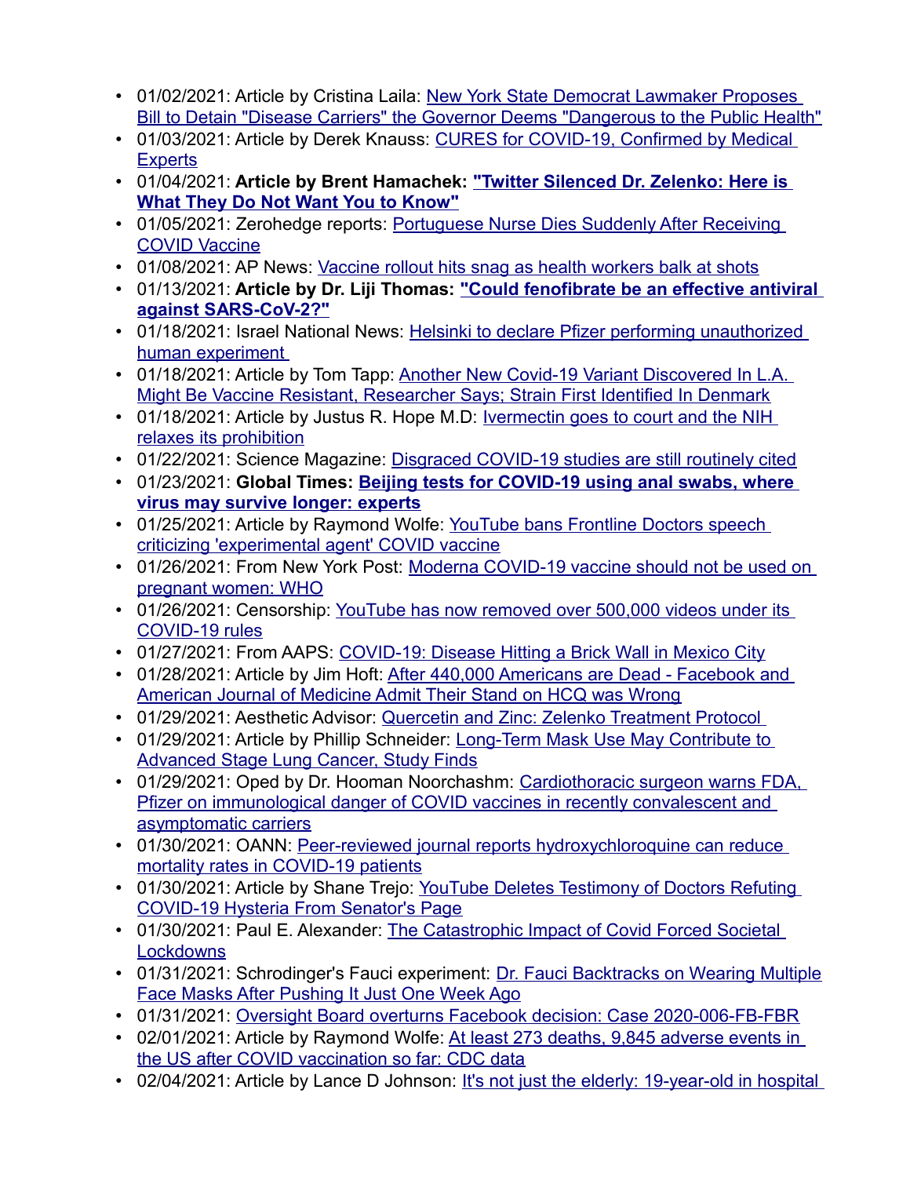- 01/02/2021: Article by Cristina Laila: New York State Democrat Lawmaker Proposes Bill to Detain "Disease Carriers" the Governor Deems "Dangerous to the Public Health"
- 01/03/2021: Article by Derek Knauss: CURES for COVID-19, Confirmed by Medical Experts
- 01/04/2021: **Article by Brent Hamachek: "Twitter Silenced Dr. Zelenko: Here is What They Do Not Want You to Know"**
- 01/05/2021: Zerohedge reports: Portuguese Nurse Dies Suddenly After Receiving COVID Vaccine
- 01/08/2021: AP News: Vaccine rollout hits snag as health workers balk at shots
- 01/13/2021: **Article by Dr. Liji Thomas: "Could fenofibrate be an effective antiviral against SARS-CoV-2?"**
- 01/18/2021: Israel National News: Helsinki to declare Pfizer performing unauthorized human experiment
- 01/18/2021: Article by Tom Tapp: Another New Covid-19 Variant Discovered In L.A. Might Be Vaccine Resistant, Researcher Says; Strain First Identified In Denmark
- 01/18/2021: Article by Justus R. Hope M.D: Ivermectin goes to court and the NIH relaxes its prohibition
- 01/22/2021: Science Magazine: Disgraced COVID-19 studies are still routinely cited
- 01/23/2021: **Global Times: Beijing tests for COVID-19 using anal swabs, where virus may survive longer: experts**
- 01/25/2021: Article by Raymond Wolfe: YouTube bans Frontline Doctors speech criticizing 'experimental agent' COVID vaccine
- 01/26/2021: From New York Post: Moderna COVID-19 vaccine should not be used on pregnant women: WHO
- 01/26/2021: Censorship: YouTube has now removed over 500,000 videos under its COVID-19 rules
- 01/27/2021: From AAPS: COVID-19: Disease Hitting a Brick Wall in Mexico City
- 01/28/2021: Article by Jim Hoft: After 440,000 Americans are Dead - Facebook and American Journal of Medicine Admit Their Stand on HCQ was Wrong
- 01/29/2021: Aesthetic Advisor: Quercetin and Zinc: Zelenko Treatment Protocol
- 01/29/2021: Article by Phillip Schneider: Long-Term Mask Use May Contribute to Advanced Stage Lung Cancer, Study Finds
- 01/29/2021: Oped by Dr. Hooman Noorchashm: Cardiothoracic surgeon warns FDA, Pfizer on immunological danger of COVID vaccines in recently convalescent and asymptomatic carriers
- 01/30/2021: OANN: Peer-reviewed journal reports hydroxychloroquine can reduce mortality rates in COVID-19 patients
- 01/30/2021: Article by Shane Trejo: YouTube Deletes Testimony of Doctors Refuting COVID-19 Hysteria From Senator's Page
- 01/30/2021: Paul E. Alexander: The Catastrophic Impact of Covid Forced Societal Lockdowns
- 01/31/2021: Schrodinger's Fauci experiment: Dr. Fauci Backtracks on Wearing Multiple Face Masks After Pushing It Just One Week Ago
- 01/31/2021: Oversight Board overturns Facebook decision: Case 2020-006-FB-FBR
- 02/01/2021: Article by Raymond Wolfe: At least 273 deaths, 9,845 adverse events in the US after COVID vaccination so far: CDC data
- 02/04/2021: Article by Lance D Johnson: It's not just the elderly: 19-year-old in hospital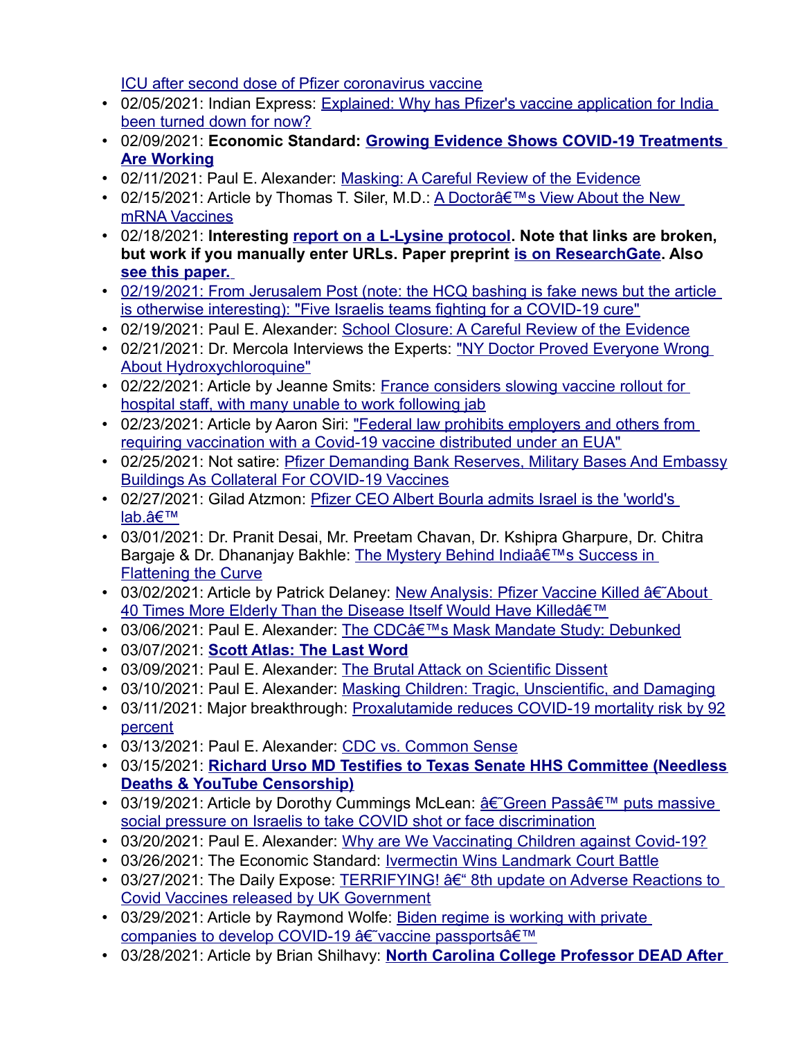ICU after second dose of Pfizer coronavirus vaccine

- 02/05/2021: Indian Express: Explained: Why has Pfizer's vaccine application for India been turned down for now?
- 02/09/2021: **Economic Standard: Growing Evidence Shows COVID-19 Treatments Are Working**
- 02/11/2021: Paul E. Alexander: Masking: A Careful Review of the Evidence
- 02/15/2021: Article by Thomas T. Siler, M.D.: A Doctorâ€™s View About the New mRNA Vaccines
- 02/18/2021: **Interesting report on a L-Lysine protocol. Note that links are broken, but work if you manually enter URLs. Paper preprint is on ResearchGate. Also see this paper.**
- 02/19/2021: From Jerusalem Post (note: the HCQ bashing is fake news but the article is otherwise interesting): "Five Israelis teams fighting for a COVID-19 cure"
- 02/19/2021: Paul E. Alexander: School Closure: A Careful Review of the Evidence
- 02/21/2021: Dr. Mercola Interviews the Experts: "NY Doctor Proved Everyone Wrong About Hydroxychloroquine"
- 02/22/2021: Article by Jeanne Smits: France considers slowing vaccine rollout for hospital staff, with many unable to work following jab
- 02/23/2021: Article by Aaron Siri: "Federal law prohibits employers and others from requiring vaccination with a Covid-19 vaccine distributed under an EUA"
- 02/25/2021: Not satire: Pfizer Demanding Bank Reserves, Military Bases And Embassy Buildings As Collateral For COVID-19 Vaccines
- 02/27/2021: Gilad Atzmon: Pfizer CEO Albert Bourla admits Israel is the 'world's lab.â€™
- 03/01/2021: Dr. Pranit Desai, Mr. Preetam Chavan, Dr. Kshipra Gharpure, Dr. Chitra Bargaje & Dr. Dhananjay Bakhle: The Mystery Behind Indiaâ€™s Success in Flattening the Curve
- 03/02/2021: Article by Patrick Delaney: New Analysis: Pfizer Vaccine Killed â€˜About 40 Times More Elderly Than the Disease Itself Would Have Killedâ€™
- 03/06/2021: Paul E. Alexander: The CDCâ€™s Mask Mandate Study: Debunked
- 03/07/2021: **Scott Atlas: The Last Word**
- 03/09/2021: Paul E. Alexander: The Brutal Attack on Scientific Dissent
- 03/10/2021: Paul E. Alexander: Masking Children: Tragic, Unscientific, and Damaging
- 03/11/2021: Major breakthrough: Proxalutamide reduces COVID-19 mortality risk by 92 percent
- 03/13/2021: Paul E. Alexander: CDC vs. Common Sense
- 03/15/2021: **Richard Urso MD Testifies to Texas Senate HHS Committee (Needless Deaths & YouTube Censorship)**
- 03/19/2021: Article by Dorothy Cummings McLean: â€˜Green Passâ€™ puts massive social pressure on Israelis to take COVID shot or face discrimination
- 03/20/2021: Paul E. Alexander: Why are We Vaccinating Children against Covid-19?
- 03/26/2021: The Economic Standard: Ivermectin Wins Landmark Court Battle
- 03/27/2021: The Daily Expose: TERRIFYING! â€“ 8th update on Adverse Reactions to Covid Vaccines released by UK Government
- 03/29/2021: Article by Raymond Wolfe: Biden regime is working with private companies to develop COVID-19 â€˜vaccine passportsâ€™
- 03/28/2021: Article by Brian Shilhavy: **North Carolina College Professor DEAD After**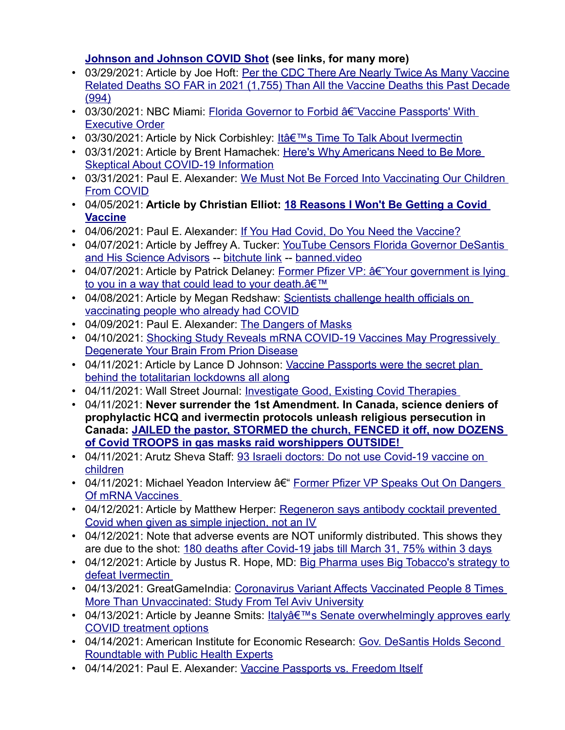**Johnson and Johnson COVID Shot (see links, for many more)**

- 03/29/2021: Article by Joe Hoft: Per the CDC There Are Nearly Twice As Many Vaccine Related Deaths SO FAR in 2021 (1,755) Than All the Vaccine Deaths this Past Decade (994)
- 03/30/2021: NBC Miami: Florida Governor to Forbid â€˜Vaccine Passports' With Executive Order
- 03/30/2021: Article by Nick Corbishley: Itâ€™s Time To Talk About Ivermectin
- 03/31/2021: Article by Brent Hamachek: Here's Why Americans Need to Be More Skeptical About COVID-19 Information
- 03/31/2021: Paul E. Alexander: We Must Not Be Forced Into Vaccinating Our Children From COVID
- 04/05/2021: **Article by Christian Elliot: 18 Reasons I Won't Be Getting a Covid Vaccine**
- 04/06/2021: Paul E. Alexander: If You Had Covid, Do You Need the Vaccine?
- 04/07/2021: Article by Jeffrey A. Tucker: YouTube Censors Florida Governor DeSantis and His Science Advisors -- bitchute link -- banned.video
- 04/07/2021: Article by Patrick Delaney: Former Pfizer VP: â€˜Your government is lying to you in a way that could lead to your death.â€™
- 04/08/2021: Article by Megan Redshaw: Scientists challenge health officials on vaccinating people who already had COVID
- 04/09/2021: Paul E. Alexander: The Dangers of Masks
- 04/10/2021: Shocking Study Reveals mRNA COVID-19 Vaccines May Progressively Degenerate Your Brain From Prion Disease
- 04/11/2021: Article by Lance D Johnson: Vaccine Passports were the secret plan behind the totalitarian lockdowns all along
- 04/11/2021: Wall Street Journal: Investigate Good, Existing Covid Therapies
- 04/11/2021: **Never surrender the 1st Amendment. In Canada, science deniers of prophylactic HCQ and ivermectin protocols unleash religious persecution in Canada: JAILED the pastor, STORMED the church, FENCED it off, now DOZENS of Covid TROOPS in gas masks raid worshippers OUTSIDE!**
- 04/11/2021: Arutz Sheva Staff: 93 Israeli doctors: Do not use Covid-19 vaccine on children
- 04/11/2021: Michael Yeadon Interview â€“ Former Pfizer VP Speaks Out On Dangers Of mRNA Vaccines
- 04/12/2021: Article by Matthew Herper: Regeneron says antibody cocktail prevented Covid when given as simple injection, not an IV
- 04/12/2021: Note that adverse events are NOT uniformly distributed. This shows they are due to the shot: 180 deaths after Covid-19 jabs till March 31, 75% within 3 days
- 04/12/2021: Article by Justus R. Hope, MD: Big Pharma uses Big Tobacco's strategy to defeat Ivermectin
- 04/13/2021: GreatGameIndia: Coronavirus Variant Affects Vaccinated People 8 Times More Than Unvaccinated: Study From Tel Aviv University
- 04/13/2021: Article by Jeanne Smits: Italyâ€™s Senate overwhelmingly approves early COVID treatment options
- 04/14/2021: American Institute for Economic Research: Gov. DeSantis Holds Second Roundtable with Public Health Experts
- 04/14/2021: Paul E. Alexander: Vaccine Passports vs. Freedom Itself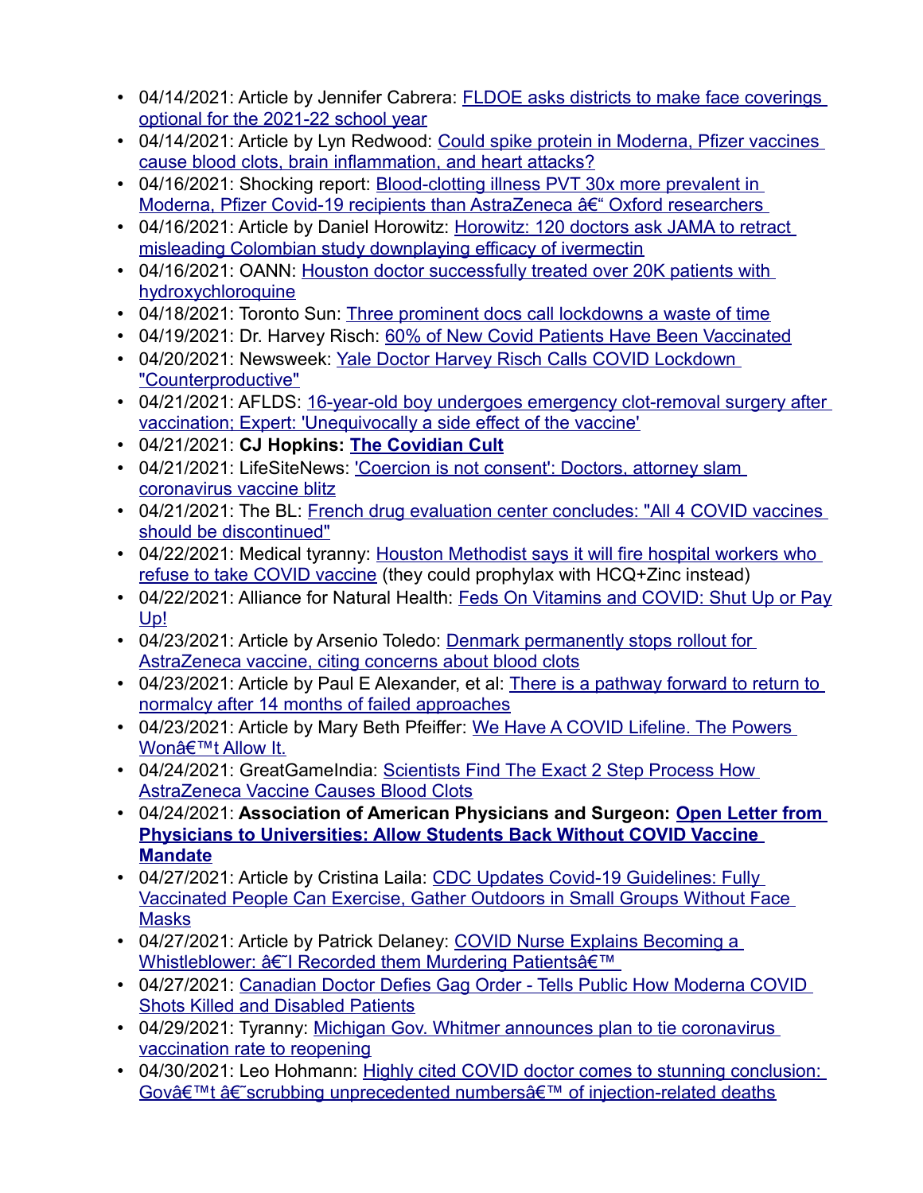- 04/14/2021: Article by Jennifer Cabrera: FLDOE asks districts to make face coverings optional for the 2021-22 school year
- 04/14/2021: Article by Lyn Redwood: Could spike protein in Moderna, Pfizer vaccines cause blood clots, brain inflammation, and heart attacks?
- 04/16/2021: Shocking report: Blood-clotting illness PVT 30x more prevalent in Moderna, Pfizer Covid-19 recipients than AstraZeneca â€“ Oxford researchers
- 04/16/2021: Article by Daniel Horowitz: Horowitz: 120 doctors ask JAMA to retract misleading Colombian study downplaying efficacy of ivermectin
- 04/16/2021: OANN: Houston doctor successfully treated over 20K patients with hydroxychloroquine
- 04/18/2021: Toronto Sun: Three prominent docs call lockdowns a waste of time
- 04/19/2021: Dr. Harvey Risch: 60% of New Covid Patients Have Been Vaccinated
- 04/20/2021: Newsweek: Yale Doctor Harvey Risch Calls COVID Lockdown "Counterproductive"
- 04/21/2021: AFLDS: 16-year-old boy undergoes emergency clot-removal surgery after vaccination; Expert: 'Unequivocally a side effect of the vaccine'
- 04/21/2021: **CJ Hopkins: The Covidian Cult**
- 04/21/2021: LifeSiteNews: 'Coercion is not consent': Doctors, attorney slam coronavirus vaccine blitz
- 04/21/2021: The BL: French drug evaluation center concludes: "All 4 COVID vaccines should be discontinued"
- 04/22/2021: Medical tyranny: Houston Methodist says it will fire hospital workers who refuse to take COVID vaccine (they could prophylax with HCQ+Zinc instead)
- 04/22/2021: Alliance for Natural Health: Feds On Vitamins and COVID: Shut Up or Pay Up!
- 04/23/2021: Article by Arsenio Toledo: Denmark permanently stops rollout for AstraZeneca vaccine, citing concerns about blood clots
- 04/23/2021: Article by Paul E Alexander, et al: There is a pathway forward to return to normalcy after 14 months of failed approaches
- 04/23/2021: Article by Mary Beth Pfeiffer: We Have A COVID Lifeline. The Powers Wonâ€™t Allow It.
- 04/24/2021: GreatGameIndia: Scientists Find The Exact 2 Step Process How AstraZeneca Vaccine Causes Blood Clots
- 04/24/2021: **Association of American Physicians and Surgeon: Open Letter from Physicians to Universities: Allow Students Back Without COVID Vaccine Mandate**
- 04/27/2021: Article by Cristina Laila: CDC Updates Covid-19 Guidelines: Fully Vaccinated People Can Exercise, Gather Outdoors in Small Groups Without Face Masks
- 04/27/2021: Article by Patrick Delaney: COVID Nurse Explains Becoming a Whistleblower: â€˜I Recorded them Murdering Patientsâ€™
- 04/27/2021: Canadian Doctor Defies Gag Order - Tells Public How Moderna COVID Shots Killed and Disabled Patients
- 04/29/2021: Tyranny: Michigan Gov. Whitmer announces plan to tie coronavirus vaccination rate to reopening
- 04/30/2021: Leo Hohmann: Highly cited COVID doctor comes to stunning conclusion: Govâ€™t â€˜scrubbing unprecedented numbersâ€™ of injection-related deaths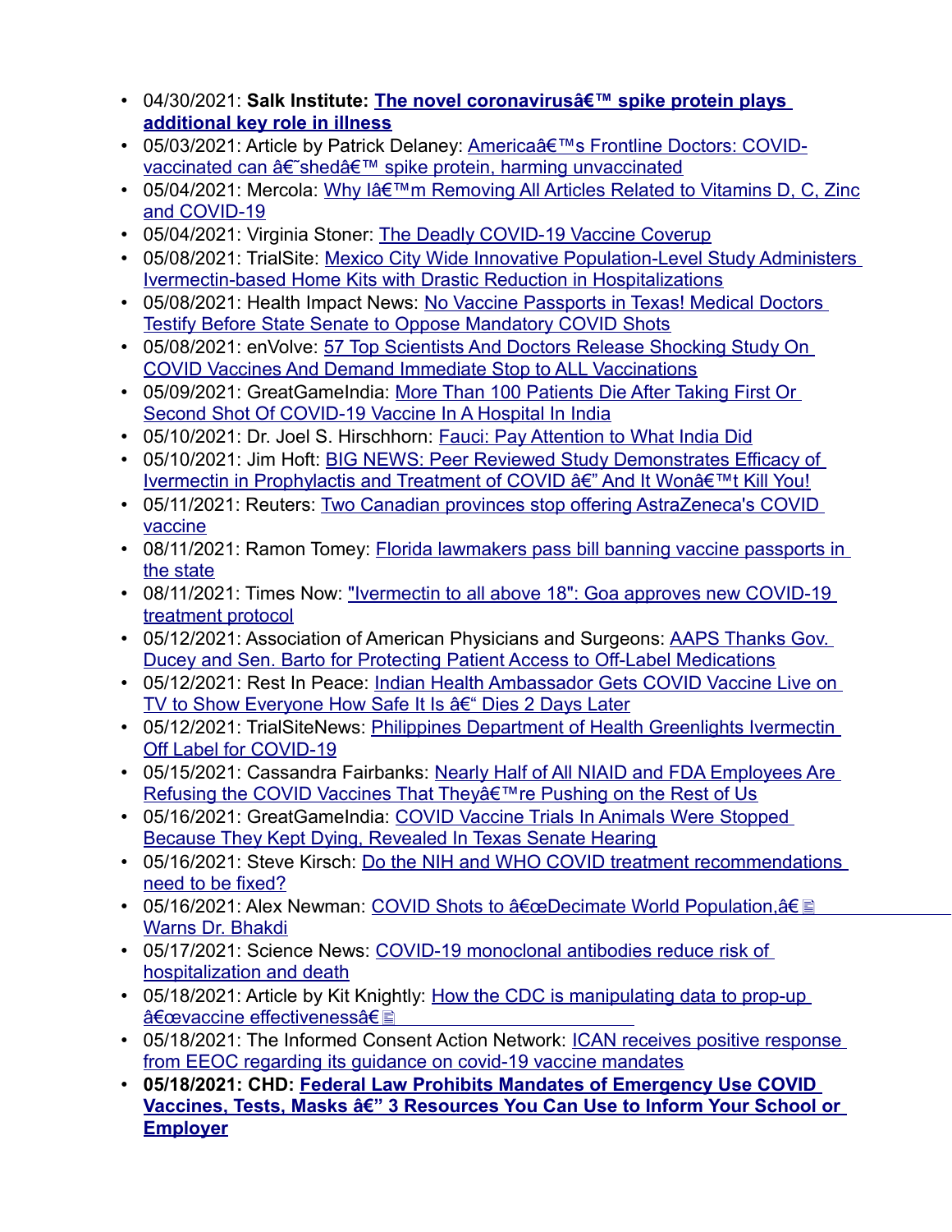- 04/30/2021: **Salk Institute: The novel coronavirusâ€™ spike protein plays additional key role in illness**
- 05/03/2021: Article by Patrick Delaney: Americaâ€™s Frontline Doctors: COVID-vaccinated can â€˜shedâ€™ spike protein, harming unvaccinated
- 05/04/2021: Mercola: Why Iâ€™m Removing All Articles Related to Vitamins D, C, Zinc and COVID-19
- 05/04/2021: Virginia Stoner: The Deadly COVID-19 Vaccine Coverup
- 05/08/2021: TrialSite: Mexico City Wide Innovative Population-Level Study Administers Ivermectin-based Home Kits with Drastic Reduction in Hospitalizations
- 05/08/2021: Health Impact News: No Vaccine Passports in Texas! Medical Doctors Testify Before State Senate to Oppose Mandatory COVID Shots
- 05/08/2021: enVolve: 57 Top Scientists And Doctors Release Shocking Study On COVID Vaccines And Demand Immediate Stop to ALL Vaccinations
- 05/09/2021: GreatGameIndia: More Than 100 Patients Die After Taking First Or Second Shot Of COVID-19 Vaccine In A Hospital In India
- 05/10/2021: Dr. Joel S. Hirschhorn: Fauci: Pay Attention to What India Did
- 05/10/2021: Jim Hoft: BIG NEWS: Peer Reviewed Study Demonstrates Efficacy of Ivermectin in Prophylactis and Treatment of COVID â€" And It Wonâ€™t Kill You!
- 05/11/2021: Reuters: Two Canadian provinces stop offering AstraZeneca's COVID vaccine
- 08/11/2021: Ramon Tomey: Florida lawmakers pass bill banning vaccine passports in the state
- 08/11/2021: Times Now: "Ivermectin to all above 18": Goa approves new COVID-19 treatment protocol
- 05/12/2021: Association of American Physicians and Surgeons: AAPS Thanks Gov. Ducey and Sen. Barto for Protecting Patient Access to Off-Label Medications
- 05/12/2021: Rest In Peace: Indian Health Ambassador Gets COVID Vaccine Live on TV to Show Everyone How Safe It Is â€“ Dies 2 Days Later
- 05/12/2021: TrialSiteNews: Philippines Department of Health Greenlights Ivermectin Off Label for COVID-19
- 05/15/2021: Cassandra Fairbanks: Nearly Half of All NIAID and FDA Employees Are Refusing the COVID Vaccines That Theyâ€™re Pushing on the Rest of Us
- 05/16/2021: GreatGameIndia: COVID Vaccine Trials In Animals Were Stopped Because They Kept Dying, Revealed In Texas Senate Hearing
- 05/16/2021: Steve Kirsch: Do the NIH and WHO COVID treatment recommendations need to be fixed?
- 05/16/2021: Alex Newman: COVID Shots to â€œDecimate World Population,â€ Warns Dr. Bhakdi
- 05/17/2021: Science News: COVID-19 monoclonal antibodies reduce risk of hospitalization and death
- 05/18/2021: Article by Kit Knightly: How the CDC is manipulating data to prop-up â€œvaccine effectivenessâ€
- 05/18/2021: The Informed Consent Action Network: ICAN receives positive response from EEOC regarding its guidance on covid-19 vaccine mandates
- **05/18/2021: CHD: Federal Law Prohibits Mandates of Emergency Use COVID Vaccines, Tests, Masks â€" 3 Resources You Can Use to Inform Your School or Employer**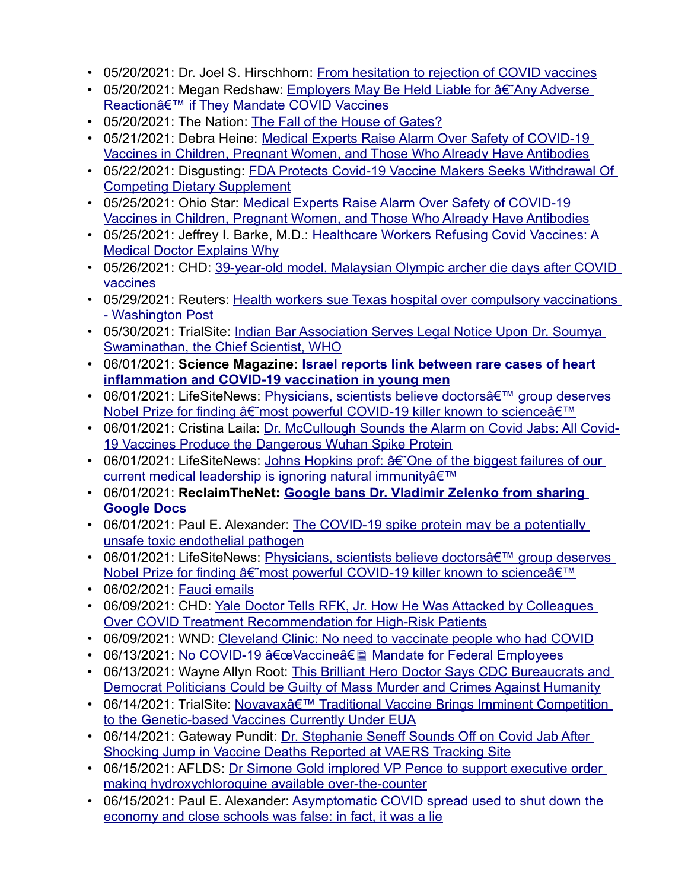- 05/20/2021: Dr. Joel S. Hirschhorn: From hesitation to rejection of COVID vaccines
- 05/20/2021: Megan Redshaw: Employers May Be Held Liable for â€˜Any Adverse Reactionâ€™ if They Mandate COVID Vaccines
- 05/20/2021: The Nation: The Fall of the House of Gates?
- 05/21/2021: Debra Heine: Medical Experts Raise Alarm Over Safety of COVID-19 Vaccines in Children, Pregnant Women, and Those Who Already Have Antibodies
- 05/22/2021: Disgusting: FDA Protects Covid-19 Vaccine Makers Seeks Withdrawal Of Competing Dietary Supplement
- 05/25/2021: Ohio Star: Medical Experts Raise Alarm Over Safety of COVID-19 Vaccines in Children, Pregnant Women, and Those Who Already Have Antibodies
- 05/25/2021: Jeffrey I. Barke, M.D.: Healthcare Workers Refusing Covid Vaccines: A Medical Doctor Explains Why
- 05/26/2021: CHD: 39-year-old model, Malaysian Olympic archer die days after COVID vaccines
- 05/29/2021: Reuters: Health workers sue Texas hospital over compulsory vaccinations - Washington Post
- 05/30/2021: TrialSite: Indian Bar Association Serves Legal Notice Upon Dr. Soumya Swaminathan, the Chief Scientist, WHO
- 06/01/2021: **Science Magazine: Israel reports link between rare cases of heart inflammation and COVID-19 vaccination in young men**
- 06/01/2021: LifeSiteNews: Physicians, scientists believe doctorsâ€™ group deserves Nobel Prize for finding â€˜most powerful COVID-19 killer known to scienceâ€™
- 06/01/2021: Cristina Laila: Dr. McCullough Sounds the Alarm on Covid Jabs: All Covid-19 Vaccines Produce the Dangerous Wuhan Spike Protein
- 06/01/2021: LifeSiteNews: Johns Hopkins prof: â€˜One of the biggest failures of our current medical leadership is ignoring natural immunityâ€™
- 06/01/2021: **ReclaimTheNet: Google bans Dr. Vladimir Zelenko from sharing Google Docs**
- 06/01/2021: Paul E. Alexander: The COVID-19 spike protein may be a potentially unsafe toxic endothelial pathogen
- 06/01/2021: LifeSiteNews: Physicians, scientists believe doctorsâ€™ group deserves Nobel Prize for finding â€˜most powerful COVID-19 killer known to scienceâ€™
- 06/02/2021: Fauci emails
- 06/09/2021: CHD: Yale Doctor Tells RFK, Jr. How He Was Attacked by Colleagues Over COVID Treatment Recommendation for High-Risk Patients
- 06/09/2021: WND: Cleveland Clinic: No need to vaccinate people who had COVID
- 06/13/2021: No COVID-19 â€œVaccineâ€ Mandate for Federal Employees
- 06/13/2021: Wayne Allyn Root: This Brilliant Hero Doctor Says CDC Bureaucrats and Democrat Politicians Could be Guilty of Mass Murder and Crimes Against Humanity
- 06/14/2021: TrialSite: Novavaxâ€™ Traditional Vaccine Brings Imminent Competition to the Genetic-based Vaccines Currently Under EUA
- 06/14/2021: Gateway Pundit: Dr. Stephanie Seneff Sounds Off on Covid Jab After Shocking Jump in Vaccine Deaths Reported at VAERS Tracking Site
- 06/15/2021: AFLDS: Dr Simone Gold implored VP Pence to support executive order making hydroxychloroquine available over-the-counter
- 06/15/2021: Paul E. Alexander: Asymptomatic COVID spread used to shut down the economy and close schools was false: in fact, it was a lie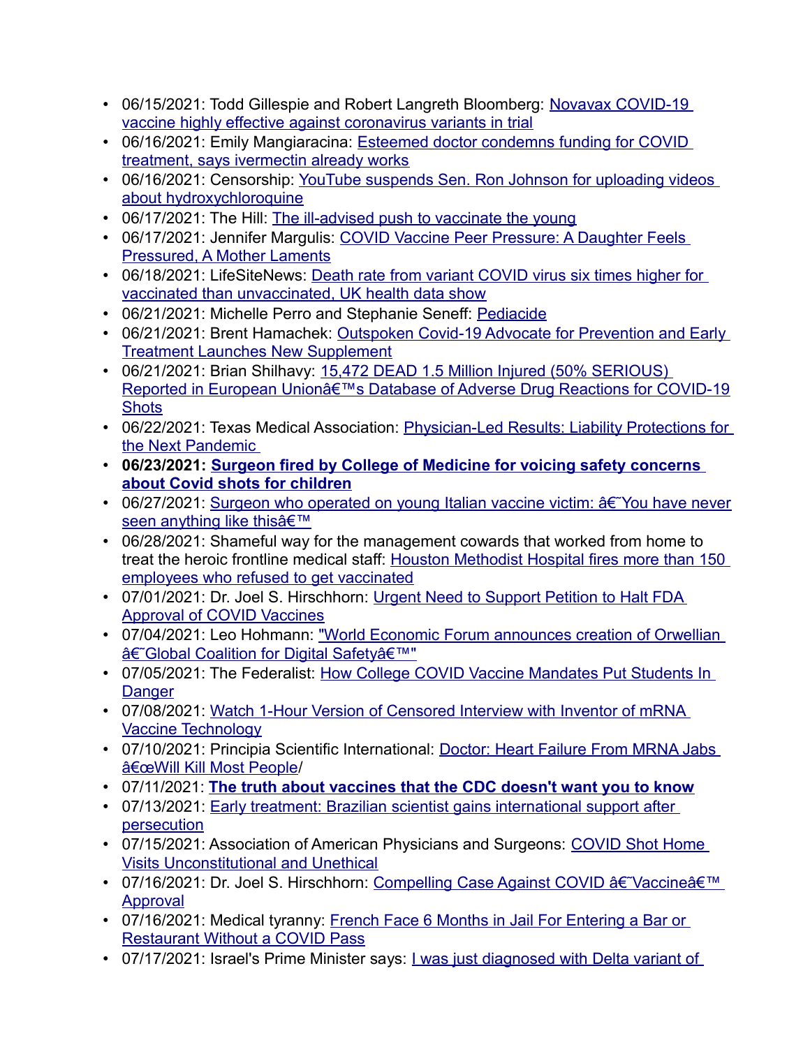- 06/15/2021: Todd Gillespie and Robert Langreth Bloomberg: Novavax COVID-19 vaccine highly effective against coronavirus variants in trial
- 06/16/2021: Emily Mangiaracina: Esteemed doctor condemns funding for COVID treatment, says ivermectin already works
- 06/16/2021: Censorship: YouTube suspends Sen. Ron Johnson for uploading videos about hydroxychloroquine
- 06/17/2021: The Hill: The ill-advised push to vaccinate the young
- 06/17/2021: Jennifer Margulis: COVID Vaccine Peer Pressure: A Daughter Feels Pressured, A Mother Laments
- 06/18/2021: LifeSiteNews: Death rate from variant COVID virus six times higher for vaccinated than unvaccinated, UK health data show
- 06/21/2021: Michelle Perro and Stephanie Seneff: Pediacide
- 06/21/2021: Brent Hamachek: Outspoken Covid-19 Advocate for Prevention and Early Treatment Launches New Supplement
- 06/21/2021: Brian Shilhavy: 15,472 DEAD 1.5 Million Injured (50% SERIOUS) Reported in European Unionâ€™s Database of Adverse Drug Reactions for COVID-19 Shots
- 06/22/2021: Texas Medical Association: Physician-Led Results: Liability Protections for the Next Pandemic
- **06/23/2021: Surgeon fired by College of Medicine for voicing safety concerns about Covid shots for children**
- 06/27/2021: Surgeon who operated on young Italian vaccine victim: â€˜You have never seen anything like thisâ€™
- 06/28/2021: Shameful way for the management cowards that worked from home to treat the heroic frontline medical staff: Houston Methodist Hospital fires more than 150 employees who refused to get vaccinated
- 07/01/2021: Dr. Joel S. Hirschhorn: Urgent Need to Support Petition to Halt FDA Approval of COVID Vaccines
- 07/04/2021: Leo Hohmann: "World Economic Forum announces creation of Orwellian â€˜Global Coalition for Digital Safetyâ€™"
- 07/05/2021: The Federalist: How College COVID Vaccine Mandates Put Students In Danger
- 07/08/2021: Watch 1-Hour Version of Censored Interview with Inventor of mRNA Vaccine Technology
- 07/10/2021: Principia Scientific International: Doctor: Heart Failure From MRNA Jabs â€œWill Kill Most People/
- 07/11/2021: **The truth about vaccines that the CDC doesn't want you to know**
- 07/13/2021: Early treatment: Brazilian scientist gains international support after persecution
- 07/15/2021: Association of American Physicians and Surgeons: COVID Shot Home Visits Unconstitutional and Unethical
- 07/16/2021: Dr. Joel S. Hirschhorn: Compelling Case Against COVID â€˜Vaccineâ€™ Approval
- 07/16/2021: Medical tyranny: French Face 6 Months in Jail For Entering a Bar or Restaurant Without a COVID Pass
- 07/17/2021: Israel's Prime Minister says: I was just diagnosed with Delta variant of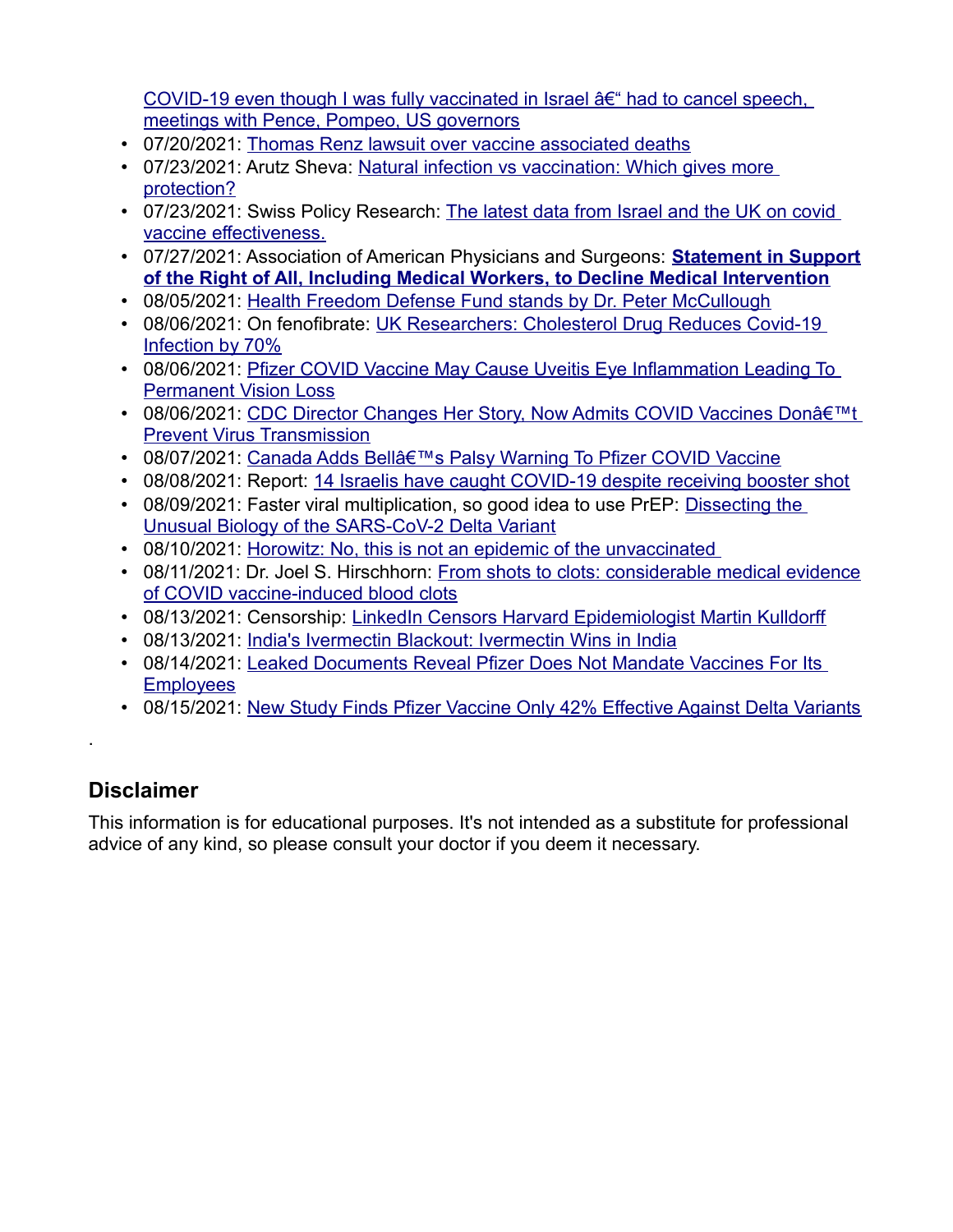COVID-19 even though I was fully vaccinated in Israel â€“ had to cancel speech, meetings with Pence, Pompeo, US governors

- 07/20/2021: Thomas Renz lawsuit over vaccine associated deaths
- 07/23/2021: Arutz Sheva: Natural infection vs vaccination: Which gives more protection?
- 07/23/2021: Swiss Policy Research: The latest data from Israel and the UK on covid vaccine effectiveness.
- 07/27/2021: Association of American Physicians and Surgeons: **Statement in Support of the Right of All, Including Medical Workers, to Decline Medical Intervention**
- 08/05/2021: Health Freedom Defense Fund stands by Dr. Peter McCullough
- 08/06/2021: On fenofibrate: UK Researchers: Cholesterol Drug Reduces Covid-19 Infection by 70%
- 08/06/2021: Pfizer COVID Vaccine May Cause Uveitis Eye Inflammation Leading To Permanent Vision Loss
- 08/06/2021: CDC Director Changes Her Story, Now Admits COVID Vaccines Donâ€™t Prevent Virus Transmission
- 08/07/2021: Canada Adds Bellâ€™s Palsy Warning To Pfizer COVID Vaccine
- 08/08/2021: Report: 14 Israelis have caught COVID-19 despite receiving booster shot
- 08/09/2021: Faster viral multiplication, so good idea to use PrEP: Dissecting the Unusual Biology of the SARS-CoV-2 Delta Variant
- 08/10/2021: Horowitz: No, this is not an epidemic of the unvaccinated
- 08/11/2021: Dr. Joel S. Hirschhorn: From shots to clots: considerable medical evidence of COVID vaccine-induced blood clots
- 08/13/2021: Censorship: LinkedIn Censors Harvard Epidemiologist Martin Kulldorff
- 08/13/2021: India's Ivermectin Blackout: Ivermectin Wins in India
- 08/14/2021: Leaked Documents Reveal Pfizer Does Not Mandate Vaccines For Its Employees
- 08/15/2021: New Study Finds Pfizer Vaccine Only 42% Effective Against Delta Variants

.

## Disclaimer

This information is for educational purposes. It's not intended as a substitute for professional advice of any kind, so please consult your doctor if you deem it necessary.